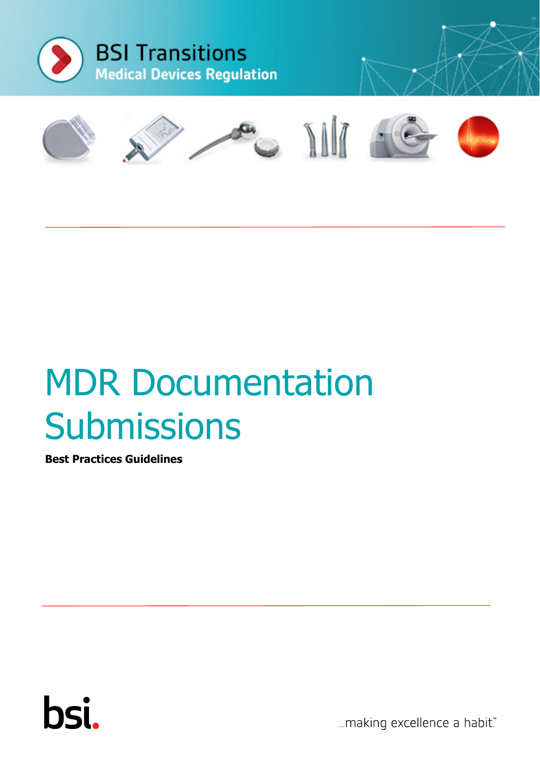BSI Transitions

Medical Devices Regulation

# MDR Documentation Submissions

**Best Practices Guidelines**

bsi.

...making excellence a habit.™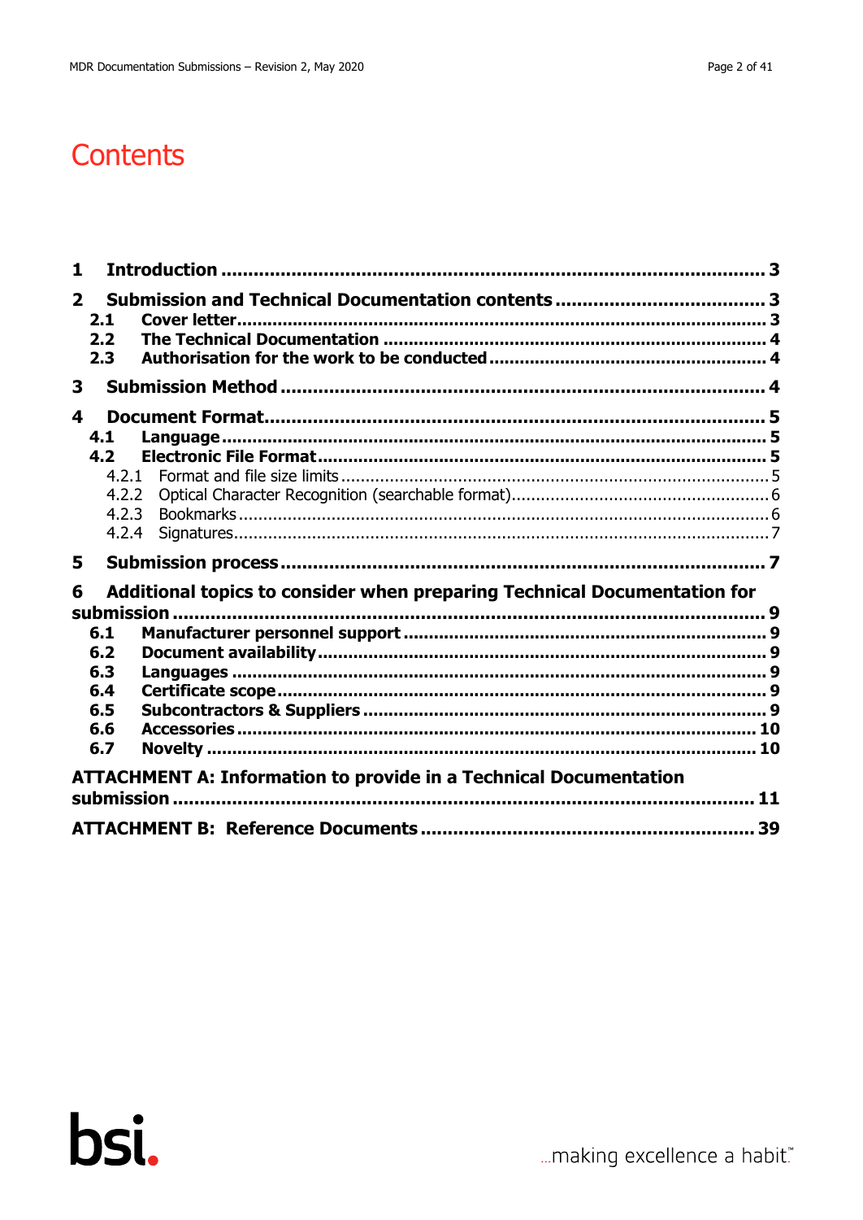# Contents

1 Introduction ........................................................................................ 3

2 Submission and Technical Documentation contents ...................................... 3
  - 2.1 Cover letter........................................................................................ 3
  - 2.2 The Technical Documentation ........................................................... 4
  - 2.3 Authorisation for the work to be conducted ........................................ 4

3 Submission Method ................................................................................. 4

4 Document Format.................................................................................... 5
  - 4.1 Language............................................................................................ 5
  - 4.2 Electronic File Format......................................................................... 5
    - 4.2.1 Format and file size limits ................................................................ 5
    - 4.2.2 Optical Character Recognition (searchable format)............................. 6
    - 4.2.3 Bookmarks ...................................................................................... 6
    - 4.2.4 Signatures....................................................................................... 7

5 Submission process ................................................................................. 7

6 Additional topics to consider when preparing Technical Documentation for submission ........................................................................................................ 9
  - 6.1 Manufacturer personnel support ......................................................... 9
  - 6.2 Document availability.......................................................................... 9
  - 6.3 Languages .......................................................................................... 9
  - 6.4 Certificate scope.................................................................................. 9
  - 6.5 Subcontractors & Suppliers ................................................................. 9
  - 6.6 Accessories ....................................................................................... 10
  - 6.7 Novelty ............................................................................................. 10

ATTACHMENT A: Information to provide in a Technical Documentation submission ........................................................................................................ 11

ATTACHMENT B: Reference Documents ........................................................... 39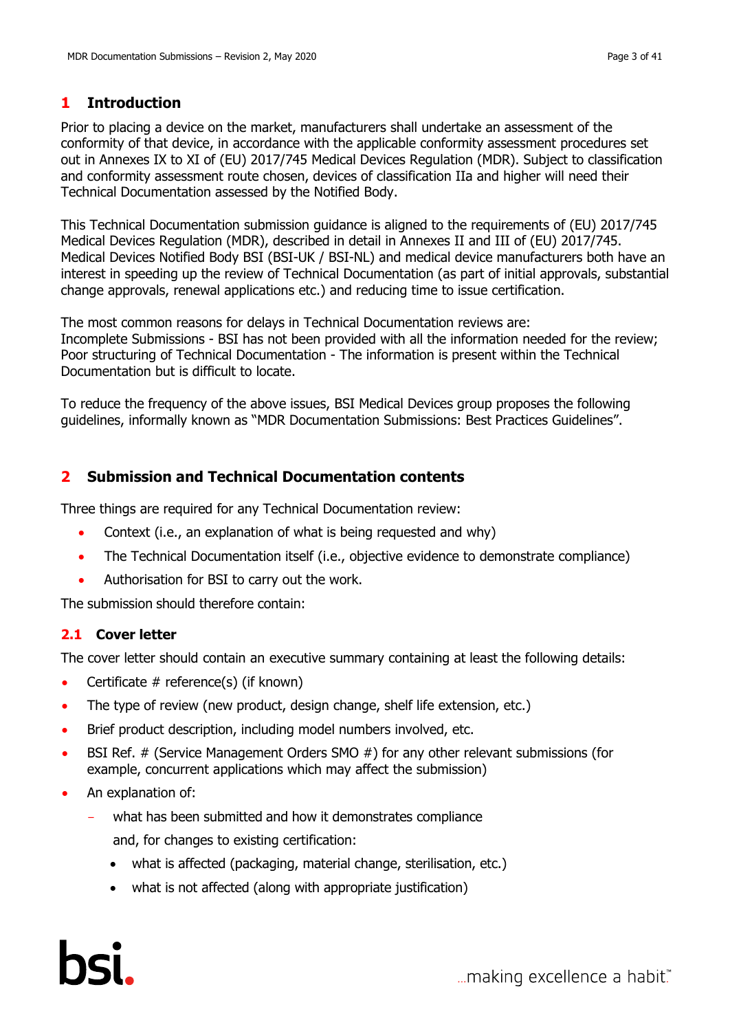# 1 Introduction

Prior to placing a device on the market, manufacturers shall undertake an assessment of the conformity of that device, in accordance with the applicable conformity assessment procedures set out in Annexes IX to XI of (EU) 2017/745 Medical Devices Regulation (MDR). Subject to classification and conformity assessment route chosen, devices of classification IIa and higher will need their Technical Documentation assessed by the Notified Body.

This Technical Documentation submission guidance is aligned to the requirements of (EU) 2017/745 Medical Devices Regulation (MDR), described in detail in Annexes II and III of (EU) 2017/745. Medical Devices Notified Body BSI (BSI-UK / BSI-NL) and medical device manufacturers both have an interest in speeding up the review of Technical Documentation (as part of initial approvals, substantial change approvals, renewal applications etc.) and reducing time to issue certification.

The most common reasons for delays in Technical Documentation reviews are:
Incomplete Submissions - BSI has not been provided with all the information needed for the review;
Poor structuring of Technical Documentation - The information is present within the Technical Documentation but is difficult to locate.

To reduce the frequency of the above issues, BSI Medical Devices group proposes the following guidelines, informally known as "MDR Documentation Submissions: Best Practices Guidelines".

# 2 Submission and Technical Documentation contents

Three things are required for any Technical Documentation review:

- Context (i.e., an explanation of what is being requested and why)
- The Technical Documentation itself (i.e., objective evidence to demonstrate compliance)
- Authorisation for BSI to carry out the work.

The submission should therefore contain:

## 2.1 Cover letter

The cover letter should contain an executive summary containing at least the following details:

- Certificate # reference(s) (if known)
- The type of review (new product, design change, shelf life extension, etc.)
- Brief product description, including model numbers involved, etc.
- BSI Ref. # (Service Management Orders SMO #) for any other relevant submissions (for example, concurrent applications which may affect the submission)
- An explanation of:
  - what has been submitted and how it demonstrates compliance

    and, for changes to existing certification:
    - what is affected (packaging, material change, sterilisation, etc.)
    - what is not affected (along with appropriate justification)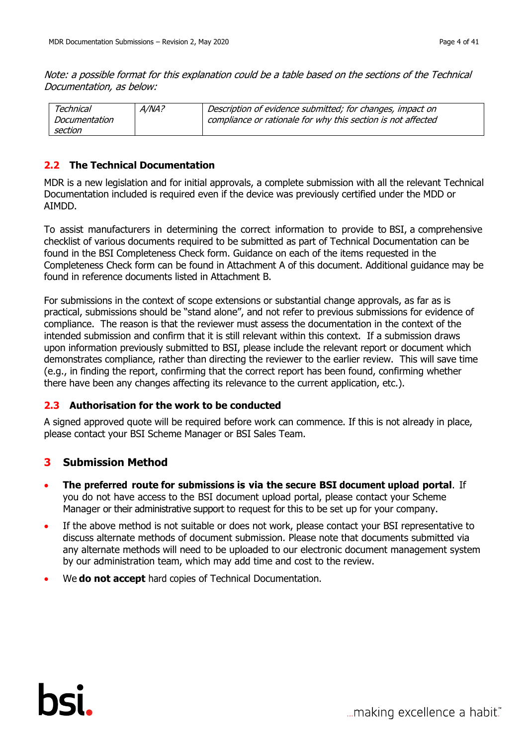*Note: a possible format for this explanation could be a table based on the sections of the Technical Documentation, as below:*

| *Technical Documentation section* | *A/NA?* | *Description of evidence submitted; for changes, impact on compliance or rationale for why this section is not affected* |
|---|---|---|

## 2.2 The Technical Documentation

MDR is a new legislation and for initial approvals, a complete submission with all the relevant Technical Documentation included is required even if the device was previously certified under the MDD or AIMDD.

To assist manufacturers in determining the correct information to provide to BSI, a comprehensive checklist of various documents required to be submitted as part of Technical Documentation can be found in the BSI Completeness Check form. Guidance on each of the items requested in the Completeness Check form can be found in Attachment A of this document. Additional guidance may be found in reference documents listed in Attachment B.

For submissions in the context of scope extensions or substantial change approvals, as far as is practical, submissions should be "stand alone", and not refer to previous submissions for evidence of compliance. The reason is that the reviewer must assess the documentation in the context of the intended submission and confirm that it is still relevant within this context. If a submission draws upon information previously submitted to BSI, please include the relevant report or document which demonstrates compliance, rather than directing the reviewer to the earlier review. This will save time (e.g., in finding the report, confirming that the correct report has been found, confirming whether there have been any changes affecting its relevance to the current application, etc.).

## 2.3 Authorisation for the work to be conducted

A signed approved quote will be required before work can commence. If this is not already in place, please contact your BSI Scheme Manager or BSI Sales Team.

# 3 Submission Method

- **The preferred route for submissions is via the secure BSI document upload portal**. If you do not have access to the BSI document upload portal, please contact your Scheme Manager or their administrative support to request for this to be set up for your company.
- If the above method is not suitable or does not work, please contact your BSI representative to discuss alternate methods of document submission. Please note that documents submitted via any alternate methods will need to be uploaded to our electronic document management system by our administration team, which may add time and cost to the review.
- We **do not accept** hard copies of Technical Documentation.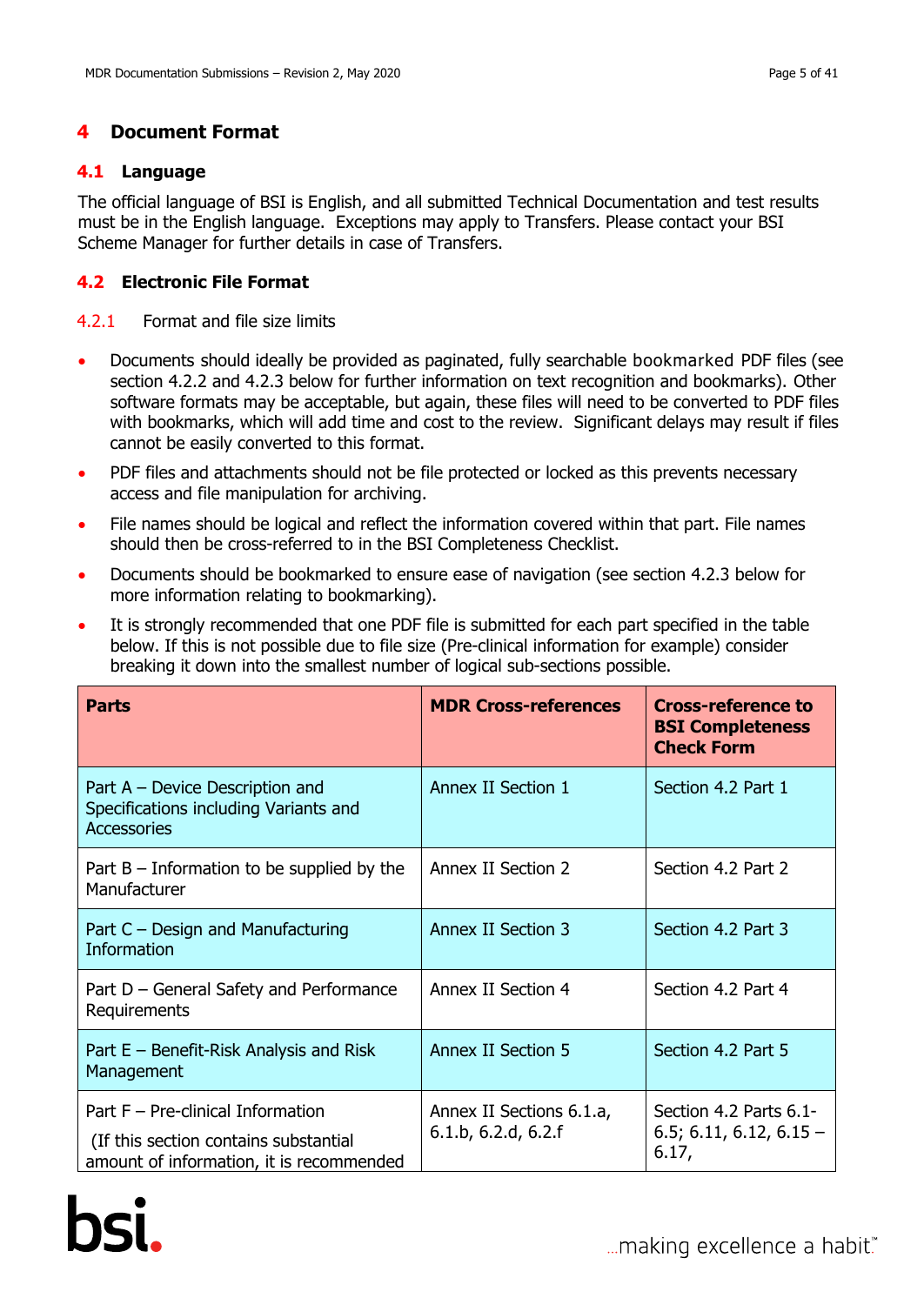# 4 Document Format

## 4.1 Language

The official language of BSI is English, and all submitted Technical Documentation and test results must be in the English language. Exceptions may apply to Transfers. Please contact your BSI Scheme Manager for further details in case of Transfers.

## 4.2 Electronic File Format

### 4.2.1 Format and file size limits

- Documents should ideally be provided as paginated, fully searchable bookmarked PDF files (see section 4.2.2 and 4.2.3 below for further information on text recognition and bookmarks). Other software formats may be acceptable, but again, these files will need to be converted to PDF files with bookmarks, which will add time and cost to the review. Significant delays may result if files cannot be easily converted to this format.
- PDF files and attachments should not be file protected or locked as this prevents necessary access and file manipulation for archiving.
- File names should be logical and reflect the information covered within that part. File names should then be cross-referred to in the BSI Completeness Checklist.
- Documents should be bookmarked to ensure ease of navigation (see section 4.2.3 below for more information relating to bookmarking).
- It is strongly recommended that one PDF file is submitted for each part specified in the table below. If this is not possible due to file size (Pre-clinical information for example) consider breaking it down into the smallest number of logical sub-sections possible.

| Parts | MDR Cross-references | Cross-reference to BSI Completeness Check Form |
|---|---|---|
| Part A – Device Description and Specifications including Variants and Accessories | Annex II Section 1 | Section 4.2 Part 1 |
| Part B – Information to be supplied by the Manufacturer | Annex II Section 2 | Section 4.2 Part 2 |
| Part C – Design and Manufacturing Information | Annex II Section 3 | Section 4.2 Part 3 |
| Part D – General Safety and Performance Requirements | Annex II Section 4 | Section 4.2 Part 4 |
| Part E – Benefit-Risk Analysis and Risk Management | Annex II Section 5 | Section 4.2 Part 5 |
| Part F – Pre-clinical Information (If this section contains substantial amount of information, it is recommended | Annex II Sections 6.1.a, 6.1.b, 6.2.d, 6.2.f | Section 4.2 Parts 6.1-6.5; 6.11, 6.12, 6.15 – 6.17, |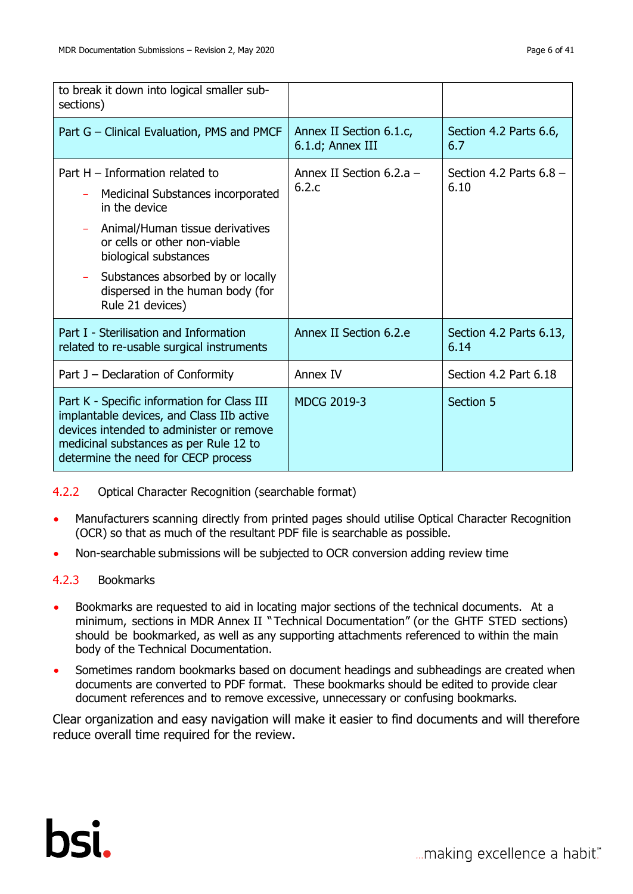| | | |
|---|---|---|
| to break it down into logical smaller sub-sections) | | |
| Part G – Clinical Evaluation, PMS and PMCF | Annex II Section 6.1.c, 6.1.d; Annex III | Section 4.2 Parts 6.6, 6.7 |
| Part H – Information related to<br>– Medicinal Substances incorporated in the device<br>– Animal/Human tissue derivatives or cells or other non-viable biological substances<br>– Substances absorbed by or locally dispersed in the human body (for Rule 21 devices) | Annex II Section 6.2.a – 6.2.c | Section 4.2 Parts 6.8 – 6.10 |
| Part I - Sterilisation and Information related to re-usable surgical instruments | Annex II Section 6.2.e | Section 4.2 Parts 6.13, 6.14 |
| Part J – Declaration of Conformity | Annex IV | Section 4.2 Part 6.18 |
| Part K - Specific information for Class III implantable devices, and Class IIb active devices intended to administer or remove medicinal substances as per Rule 12 to determine the need for CECP process | MDCG 2019-3 | Section 5 |

### 4.2.2 Optical Character Recognition (searchable format)

- Manufacturers scanning directly from printed pages should utilise Optical Character Recognition (OCR) so that as much of the resultant PDF file is searchable as possible.
- Non-searchable submissions will be subjected to OCR conversion adding review time

### 4.2.3 Bookmarks

- Bookmarks are requested to aid in locating major sections of the technical documents. At a minimum, sections in MDR Annex II "Technical Documentation" (or the GHTF STED sections) should be bookmarked, as well as any supporting attachments referenced to within the main body of the Technical Documentation.
- Sometimes random bookmarks based on document headings and subheadings are created when documents are converted to PDF format. These bookmarks should be edited to provide clear document references and to remove excessive, unnecessary or confusing bookmarks.

Clear organization and easy navigation will make it easier to find documents and will therefore reduce overall time required for the review.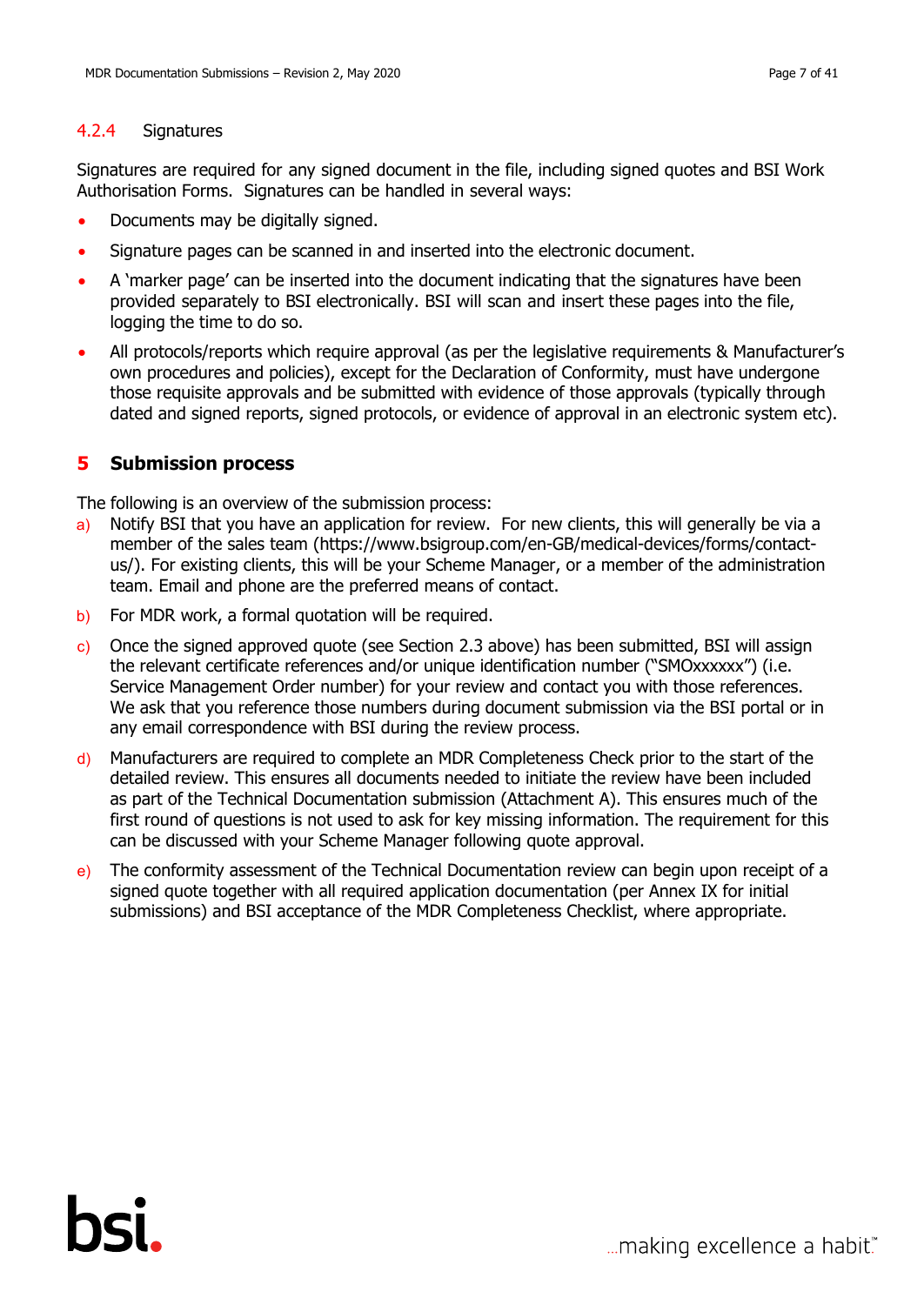### 4.2.4 Signatures

Signatures are required for any signed document in the file, including signed quotes and BSI Work Authorisation Forms. Signatures can be handled in several ways:

- Documents may be digitally signed.
- Signature pages can be scanned in and inserted into the electronic document.
- A 'marker page' can be inserted into the document indicating that the signatures have been provided separately to BSI electronically. BSI will scan and insert these pages into the file, logging the time to do so.
- All protocols/reports which require approval (as per the legislative requirements & Manufacturer's own procedures and policies), except for the Declaration of Conformity, must have undergone those requisite approvals and be submitted with evidence of those approvals (typically through dated and signed reports, signed protocols, or evidence of approval in an electronic system etc).

## 5 Submission process

The following is an overview of the submission process:

a) Notify BSI that you have an application for review. For new clients, this will generally be via a member of the sales team (https://www.bsigroup.com/en-GB/medical-devices/forms/contact-us/). For existing clients, this will be your Scheme Manager, or a member of the administration team. Email and phone are the preferred means of contact.

b) For MDR work, a formal quotation will be required.

c) Once the signed approved quote (see Section 2.3 above) has been submitted, BSI will assign the relevant certificate references and/or unique identification number ("SMOxxxxxx") (i.e. Service Management Order number) for your review and contact you with those references. We ask that you reference those numbers during document submission via the BSI portal or in any email correspondence with BSI during the review process.

d) Manufacturers are required to complete an MDR Completeness Check prior to the start of the detailed review. This ensures all documents needed to initiate the review have been included as part of the Technical Documentation submission (Attachment A). This ensures much of the first round of questions is not used to ask for key missing information. The requirement for this can be discussed with your Scheme Manager following quote approval.

e) The conformity assessment of the Technical Documentation review can begin upon receipt of a signed quote together with all required application documentation (per Annex IX for initial submissions) and BSI acceptance of the MDR Completeness Checklist, where appropriate.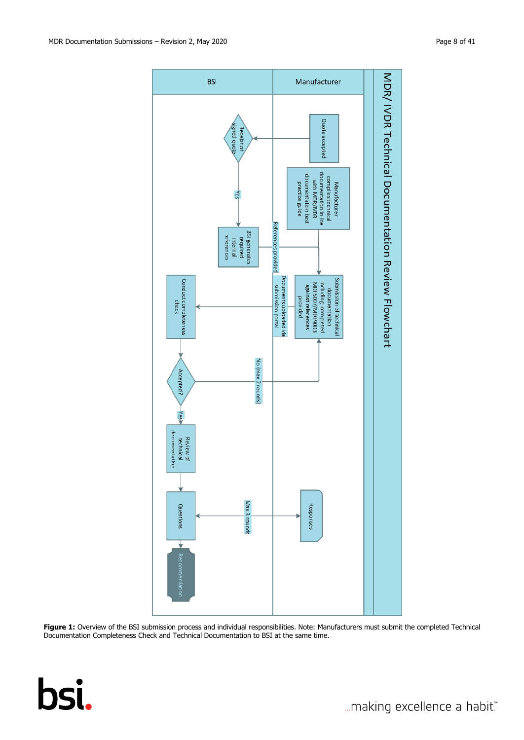**MDR/ IVDR Technical Documentation Review Flowchart**

| Manufacturer | BSI |
| --- | --- |
| Quote accepted | Receipt of signed quote |
| Manufacturer compiles technical documentation in line with MDR/IVDR documentation best practice guide | Yes → BSI generates required internal references |
| References provided | |
| Submission of technical documentation including completed MDF5007/MDF9003 against references provided | Documents uploaded via submission portal → Conduct completeness check |
| No (max 2 rounds) | Accepted? |
| | Yes → Review of technical documentation |
| Responses | Max 3 rounds ↔ Questions |
| | Recommendation |

**Figure 1:** Overview of the BSI submission process and individual responsibilities. Note: Manufacturers must submit the completed Technical Documentation Completeness Check and Technical Documentation to BSI at the same time.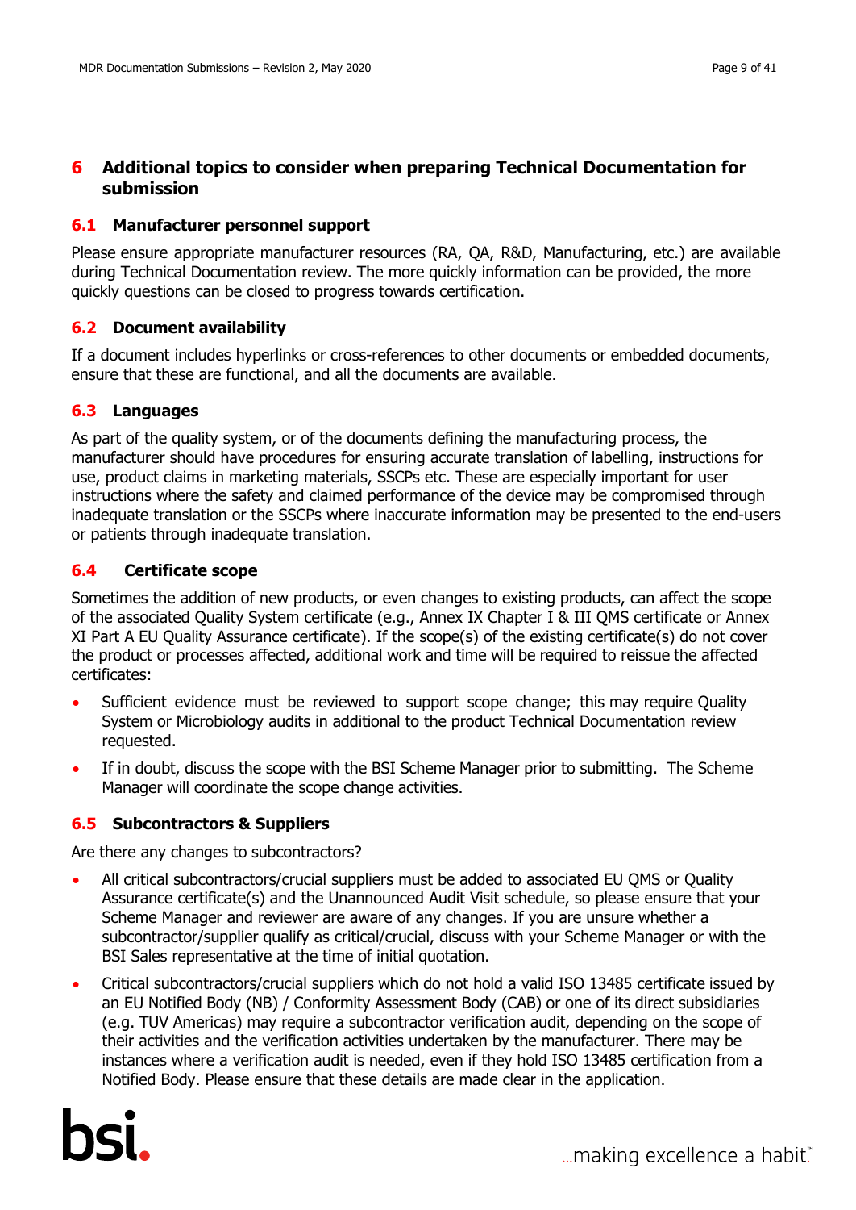## 6 Additional topics to consider when preparing Technical Documentation for submission

### 6.1 Manufacturer personnel support

Please ensure appropriate manufacturer resources (RA, QA, R&D, Manufacturing, etc.) are available during Technical Documentation review. The more quickly information can be provided, the more quickly questions can be closed to progress towards certification.

### 6.2 Document availability

If a document includes hyperlinks or cross-references to other documents or embedded documents, ensure that these are functional, and all the documents are available.

### 6.3 Languages

As part of the quality system, or of the documents defining the manufacturing process, the manufacturer should have procedures for ensuring accurate translation of labelling, instructions for use, product claims in marketing materials, SSCPs etc. These are especially important for user instructions where the safety and claimed performance of the device may be compromised through inadequate translation or the SSCPs where inaccurate information may be presented to the end-users or patients through inadequate translation.

### 6.4 Certificate scope

Sometimes the addition of new products, or even changes to existing products, can affect the scope of the associated Quality System certificate (e.g., Annex IX Chapter I & III QMS certificate or Annex XI Part A EU Quality Assurance certificate). If the scope(s) of the existing certificate(s) do not cover the product or processes affected, additional work and time will be required to reissue the affected certificates:

- Sufficient evidence must be reviewed to support scope change; this may require Quality System or Microbiology audits in additional to the product Technical Documentation review requested.
- If in doubt, discuss the scope with the BSI Scheme Manager prior to submitting. The Scheme Manager will coordinate the scope change activities.

### 6.5 Subcontractors & Suppliers

Are there any changes to subcontractors?

- All critical subcontractors/crucial suppliers must be added to associated EU QMS or Quality Assurance certificate(s) and the Unannounced Audit Visit schedule, so please ensure that your Scheme Manager and reviewer are aware of any changes. If you are unsure whether a subcontractor/supplier qualify as critical/crucial, discuss with your Scheme Manager or with the BSI Sales representative at the time of initial quotation.
- Critical subcontractors/crucial suppliers which do not hold a valid ISO 13485 certificate issued by an EU Notified Body (NB) / Conformity Assessment Body (CAB) or one of its direct subsidiaries (e.g. TUV Americas) may require a subcontractor verification audit, depending on the scope of their activities and the verification activities undertaken by the manufacturer. There may be instances where a verification audit is needed, even if they hold ISO 13485 certification from a Notified Body. Please ensure that these details are made clear in the application.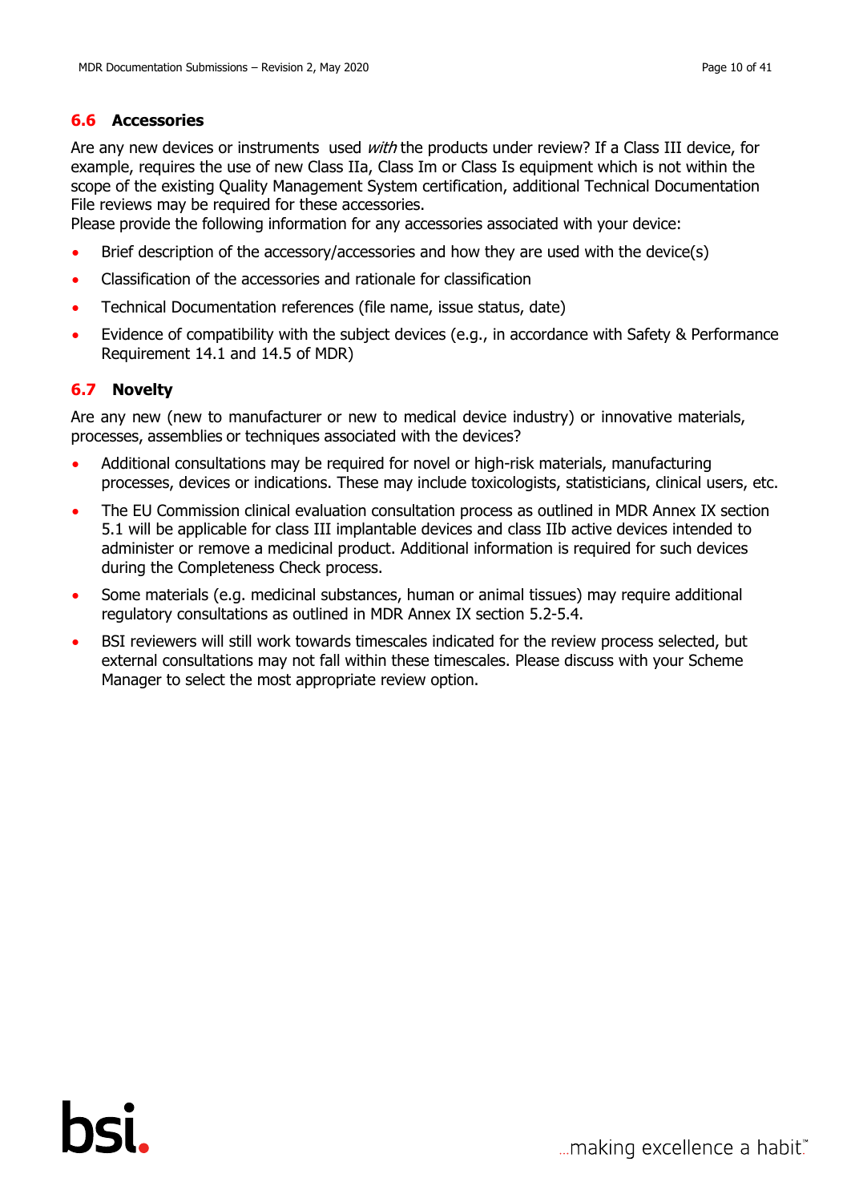## 6.6 Accessories

Are any new devices or instruments used *with* the products under review? If a Class III device, for example, requires the use of new Class IIa, Class Im or Class Is equipment which is not within the scope of the existing Quality Management System certification, additional Technical Documentation File reviews may be required for these accessories.

Please provide the following information for any accessories associated with your device:

- Brief description of the accessory/accessories and how they are used with the device(s)
- Classification of the accessories and rationale for classification
- Technical Documentation references (file name, issue status, date)
- Evidence of compatibility with the subject devices (e.g., in accordance with Safety & Performance Requirement 14.1 and 14.5 of MDR)

## 6.7 Novelty

Are any new (new to manufacturer or new to medical device industry) or innovative materials, processes, assemblies or techniques associated with the devices?

- Additional consultations may be required for novel or high-risk materials, manufacturing processes, devices or indications. These may include toxicologists, statisticians, clinical users, etc.
- The EU Commission clinical evaluation consultation process as outlined in MDR Annex IX section 5.1 will be applicable for class III implantable devices and class IIb active devices intended to administer or remove a medicinal product. Additional information is required for such devices during the Completeness Check process.
- Some materials (e.g. medicinal substances, human or animal tissues) may require additional regulatory consultations as outlined in MDR Annex IX section 5.2-5.4.
- BSI reviewers will still work towards timescales indicated for the review process selected, but external consultations may not fall within these timescales. Please discuss with your Scheme Manager to select the most appropriate review option.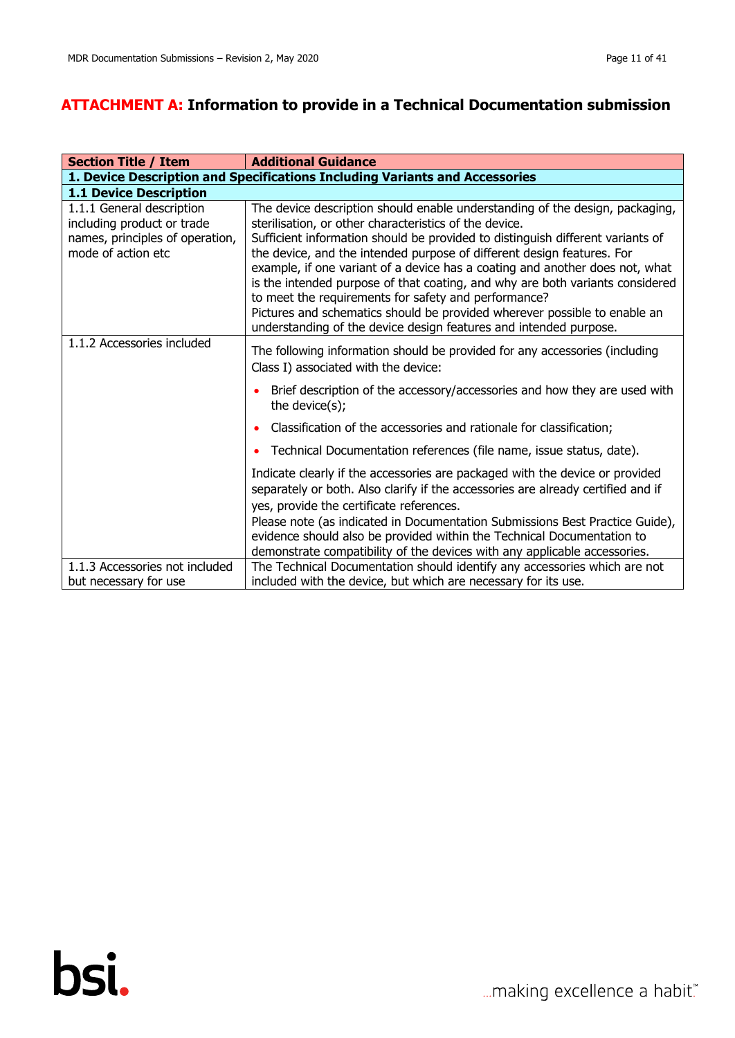## ATTACHMENT A: Information to provide in a Technical Documentation submission

| Section Title / Item | Additional Guidance |
|---|---|
| **1. Device Description and Specifications Including Variants and Accessories** | |
| **1.1 Device Description** | |
| 1.1.1 General description including product or trade names, principles of operation, mode of action etc | The device description should enable understanding of the design, packaging, sterilisation, or other characteristics of the device.<br>Sufficient information should be provided to distinguish different variants of the device, and the intended purpose of different design features. For example, if one variant of a device has a coating and another does not, what is the intended purpose of that coating, and why are both variants considered to meet the requirements for safety and performance?<br>Pictures and schematics should be provided wherever possible to enable an understanding of the device design features and intended purpose. |
| 1.1.2 Accessories included | The following information should be provided for any accessories (including Class I) associated with the device:<br>• Brief description of the accessory/accessories and how they are used with the device(s);<br>• Classification of the accessories and rationale for classification;<br>• Technical Documentation references (file name, issue status, date).<br>Indicate clearly if the accessories are packaged with the device or provided separately or both. Also clarify if the accessories are already certified and if yes, provide the certificate references.<br>Please note (as indicated in Documentation Submissions Best Practice Guide), evidence should also be provided within the Technical Documentation to demonstrate compatibility of the devices with any applicable accessories. |
| 1.1.3 Accessories not included but necessary for use | The Technical Documentation should identify any accessories which are not included with the device, but which are necessary for its use. |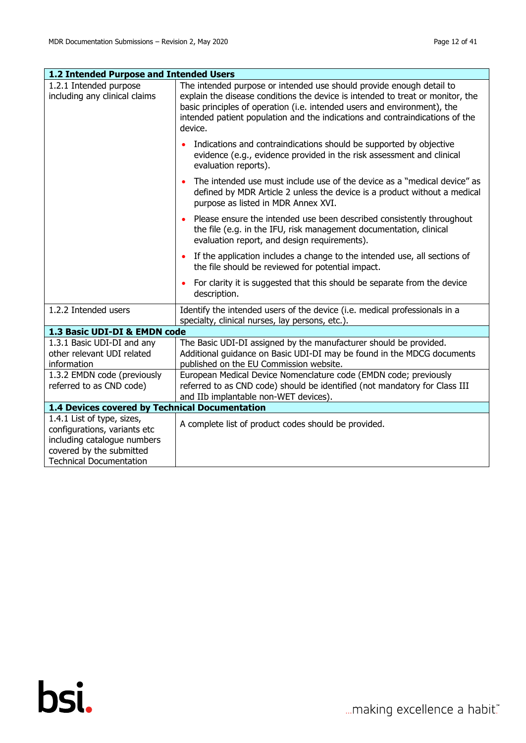| 1.2 Intended Purpose and Intended Users | |
|---|---|
| 1.2.1 Intended purpose including any clinical claims | The intended purpose or intended use should provide enough detail to explain the disease conditions the device is intended to treat or monitor, the basic principles of operation (i.e. intended users and environment), the intended patient population and the indications and contraindications of the device.<br>• Indications and contraindications should be supported by objective evidence (e.g., evidence provided in the risk assessment and clinical evaluation reports).<br>• The intended use must include use of the device as a "medical device" as defined by MDR Article 2 unless the device is a product without a medical purpose as listed in MDR Annex XVI.<br>• Please ensure the intended use been described consistently throughout the file (e.g. in the IFU, risk management documentation, clinical evaluation report, and design requirements).<br>• If the application includes a change to the intended use, all sections of the file should be reviewed for potential impact.<br>• For clarity it is suggested that this should be separate from the device description. |
| 1.2.2 Intended users | Identify the intended users of the device (i.e. medical professionals in a specialty, clinical nurses, lay persons, etc.). |
| **1.3 Basic UDI-DI & EMDN code** | |
| 1.3.1 Basic UDI-DI and any other relevant UDI related information | The Basic UDI-DI assigned by the manufacturer should be provided. Additional guidance on Basic UDI-DI may be found in the MDCG documents published on the EU Commission website. |
| 1.3.2 EMDN code (previously referred to as CND code) | European Medical Device Nomenclature code (EMDN code; previously referred to as CND code) should be identified (not mandatory for Class III and IIb implantable non-WET devices). |
| **1.4 Devices covered by Technical Documentation** | |
| 1.4.1 List of type, sizes, configurations, variants etc including catalogue numbers covered by the submitted Technical Documentation | A complete list of product codes should be provided. |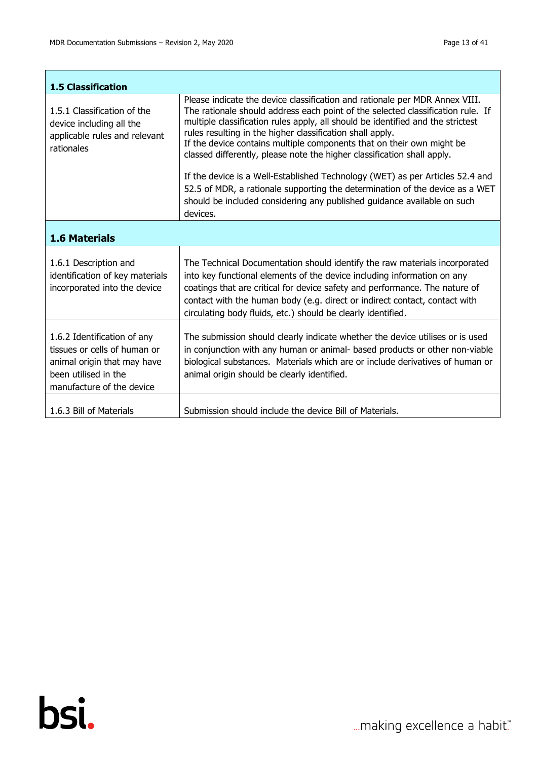| **1.5 Classification** | |
|---|---|
| 1.5.1 Classification of the device including all the applicable rules and relevant rationales | Please indicate the device classification and rationale per MDR Annex VIII. The rationale should address each point of the selected classification rule. If multiple classification rules apply, all should be identified and the strictest rules resulting in the higher classification shall apply. If the device contains multiple components that on their own might be classed differently, please note the higher classification shall apply. <br><br> If the device is a Well-Established Technology (WET) as per Articles 52.4 and 52.5 of MDR, a rationale supporting the determination of the device as a WET should be included considering any published guidance available on such devices. |
| **1.6 Materials** | |
| 1.6.1 Description and identification of key materials incorporated into the device | The Technical Documentation should identify the raw materials incorporated into key functional elements of the device including information on any coatings that are critical for device safety and performance. The nature of contact with the human body (e.g. direct or indirect contact, contact with circulating body fluids, etc.) should be clearly identified. |
| 1.6.2 Identification of any tissues or cells of human or animal origin that may have been utilised in the manufacture of the device | The submission should clearly indicate whether the device utilises or is used in conjunction with any human or animal- based products or other non-viable biological substances. Materials which are or include derivatives of human or animal origin should be clearly identified. |
| 1.6.3 Bill of Materials | Submission should include the device Bill of Materials. |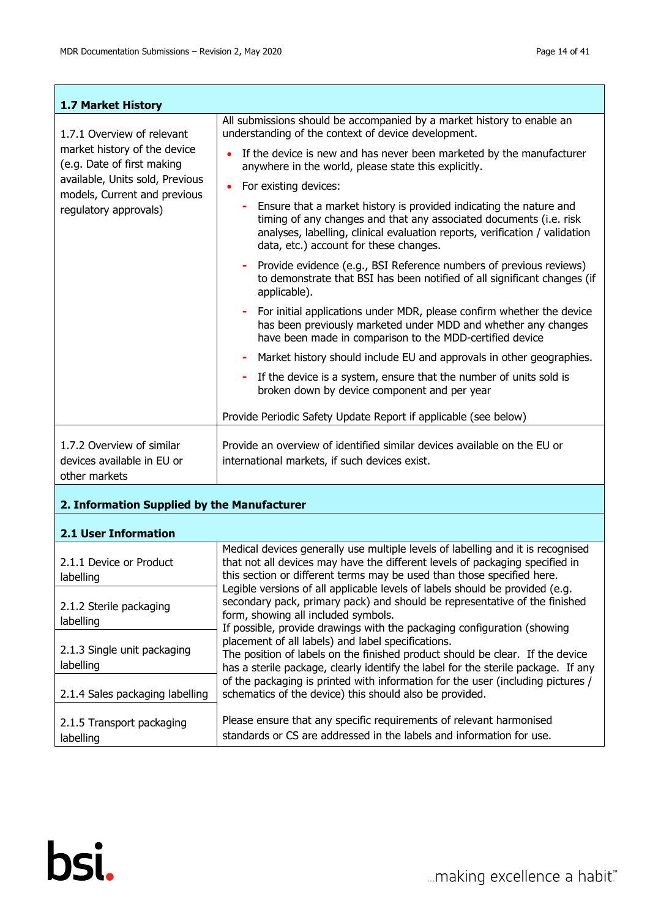| 1.7 Market History | |
|---|---|
| 1.7.1 Overview of relevant market history of the device (e.g. Date of first making available, Units sold, Previous models, Current and previous regulatory approvals) | All submissions should be accompanied by a market history to enable an understanding of the context of device development.<br>• If the device is new and has never been marketed by the manufacturer anywhere in the world, please state this explicitly.<br>• For existing devices:<br>- Ensure that a market history is provided indicating the nature and timing of any changes and that any associated documents (i.e. risk analyses, labelling, clinical evaluation reports, verification / validation data, etc.) account for these changes.<br>- Provide evidence (e.g., BSI Reference numbers of previous reviews) to demonstrate that BSI has been notified of all significant changes (if applicable).<br>- For initial applications under MDR, please confirm whether the device has been previously marketed under MDD and whether any changes have been made in comparison to the MDD-certified device<br>- Market history should include EU and approvals in other geographies.<br>- If the device is a system, ensure that the number of units sold is broken down by device component and per year<br><br>Provide Periodic Safety Update Report if applicable (see below) |
| 1.7.2 Overview of similar devices available in EU or other markets | Provide an overview of identified similar devices available on the EU or international markets, if such devices exist. |
| **2. Information Supplied by the Manufacturer** | |
| **2.1 User Information** | |
| 2.1.1 Device or Product labelling | Medical devices generally use multiple levels of labelling and it is recognised that not all devices may have the different levels of packaging specified in this section or different terms may be used than those specified here.<br>Legible versions of all applicable levels of labels should be provided (e.g. secondary pack, primary pack) and should be representative of the finished form, showing all included symbols.<br>If possible, provide drawings with the packaging configuration (showing placement of all labels) and label specifications.<br>The position of labels on the finished product should be clear. If the device has a sterile package, clearly identify the label for the sterile package. If any of the packaging is printed with information for the user (including pictures / schematics of the device) this should also be provided.<br><br>Please ensure that any specific requirements of relevant harmonised standards or CS are addressed in the labels and information for use. |
| 2.1.2 Sterile packaging labelling | |
| 2.1.3 Single unit packaging labelling | |
| 2.1.4 Sales packaging labelling | |
| 2.1.5 Transport packaging labelling | |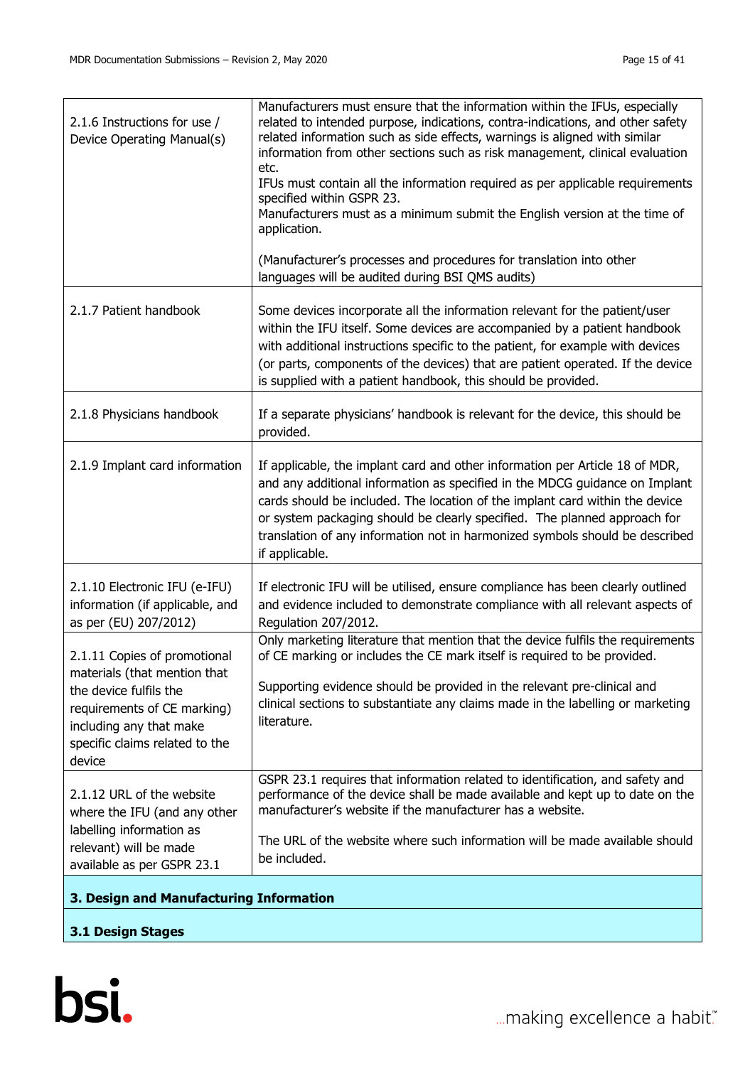| | |
|---|---|
| 2.1.6 Instructions for use / Device Operating Manual(s) | Manufacturers must ensure that the information within the IFUs, especially related to intended purpose, indications, contra-indications, and other safety related information such as side effects, warnings is aligned with similar information from other sections such as risk management, clinical evaluation etc.<br>IFUs must contain all the information required as per applicable requirements specified within GSPR 23.<br>Manufacturers must as a minimum submit the English version at the time of application.<br><br>(Manufacturer's processes and procedures for translation into other languages will be audited during BSI QMS audits) |
| 2.1.7 Patient handbook | Some devices incorporate all the information relevant for the patient/user within the IFU itself. Some devices are accompanied by a patient handbook with additional instructions specific to the patient, for example with devices (or parts, components of the devices) that are patient operated. If the device is supplied with a patient handbook, this should be provided. |
| 2.1.8 Physicians handbook | If a separate physicians' handbook is relevant for the device, this should be provided. |
| 2.1.9 Implant card information | If applicable, the implant card and other information per Article 18 of MDR, and any additional information as specified in the MDCG guidance on Implant cards should be included. The location of the implant card within the device or system packaging should be clearly specified. The planned approach for translation of any information not in harmonized symbols should be described if applicable. |
| 2.1.10 Electronic IFU (e-IFU) information (if applicable, and as per (EU) 207/2012) | If electronic IFU will be utilised, ensure compliance has been clearly outlined and evidence included to demonstrate compliance with all relevant aspects of Regulation 207/2012. |
| 2.1.11 Copies of promotional materials (that mention that the device fulfils the requirements of CE marking) including any that make specific claims related to the device | Only marketing literature that mention that the device fulfils the requirements of CE marking or includes the CE mark itself is required to be provided.<br><br>Supporting evidence should be provided in the relevant pre-clinical and clinical sections to substantiate any claims made in the labelling or marketing literature. |
| 2.1.12 URL of the website where the IFU (and any other labelling information as relevant) will be made available as per GSPR 23.1 | GSPR 23.1 requires that information related to identification, and safety and performance of the device shall be made available and kept up to date on the manufacturer's website if the manufacturer has a website.<br><br>The URL of the website where such information will be made available should be included. |
| **3. Design and Manufacturing Information** | |
| **3.1 Design Stages** | |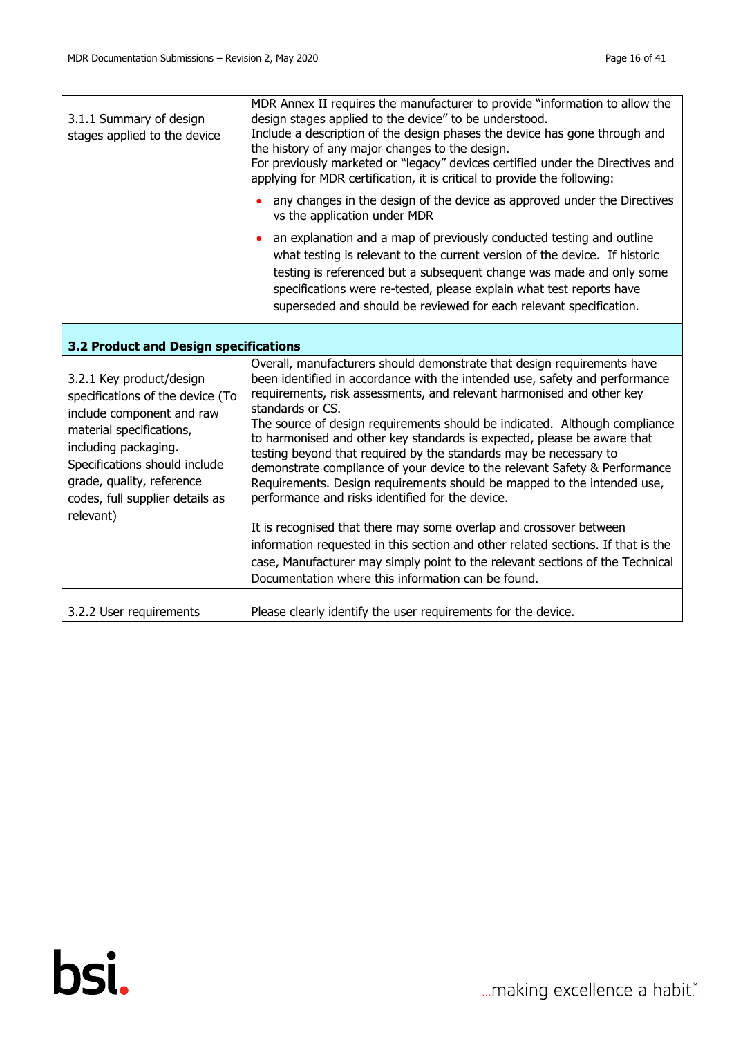| | |
|---|---|
| 3.1.1 Summary of design stages applied to the device | MDR Annex II requires the manufacturer to provide "information to allow the design stages applied to the device" to be understood. Include a description of the design phases the device has gone through and the history of any major changes to the design. For previously marketed or "legacy" devices certified under the Directives and applying for MDR certification, it is critical to provide the following: <br>• any changes in the design of the device as approved under the Directives vs the application under MDR <br>• an explanation and a map of previously conducted testing and outline what testing is relevant to the current version of the device. If historic testing is referenced but a subsequent change was made and only some specifications were re-tested, please explain what test reports have superseded and should be reviewed for each relevant specification. |
| **3.2 Product and Design specifications** | |
| 3.2.1 Key product/design specifications of the device (To include component and raw material specifications, including packaging. Specifications should include grade, quality, reference codes, full supplier details as relevant) | Overall, manufacturers should demonstrate that design requirements have been identified in accordance with the intended use, safety and performance requirements, risk assessments, and relevant harmonised and other key standards or CS. The source of design requirements should be indicated. Although compliance to harmonised and other key standards is expected, please be aware that testing beyond that required by the standards may be necessary to demonstrate compliance of your device to the relevant Safety & Performance Requirements. Design requirements should be mapped to the intended use, performance and risks identified for the device. <br><br>It is recognised that there may some overlap and crossover between information requested in this section and other related sections. If that is the case, Manufacturer may simply point to the relevant sections of the Technical Documentation where this information can be found. |
| 3.2.2 User requirements | Please clearly identify the user requirements for the device. |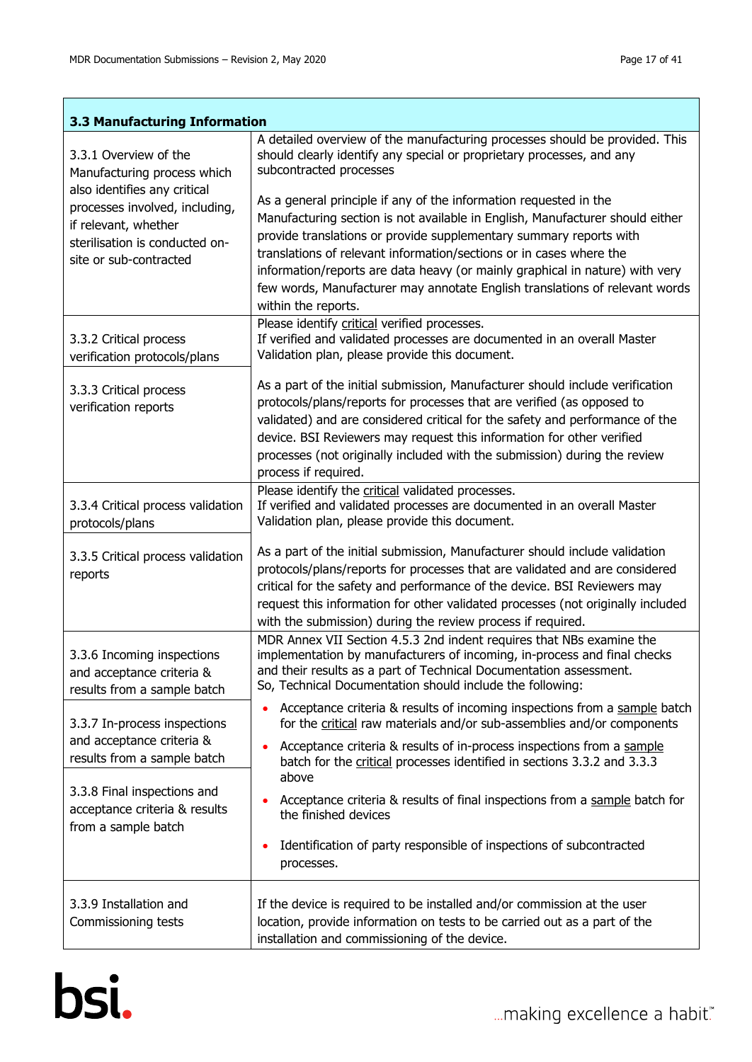| 3.3 Manufacturing Information | |
|---|---|
| 3.3.1 Overview of the Manufacturing process which also identifies any critical processes involved, including, if relevant, whether sterilisation is conducted on-site or sub-contracted | A detailed overview of the manufacturing processes should be provided. This should clearly identify any special or proprietary processes, and any subcontracted processes<br><br>As a general principle if any of the information requested in the Manufacturing section is not available in English, Manufacturer should either provide translations or provide supplementary summary reports with translations of relevant information/sections or in cases where the information/reports are data heavy (or mainly graphical in nature) with very few words, Manufacturer may annotate English translations of relevant words within the reports. |
| 3.3.2 Critical process verification protocols/plans<br><br>3.3.3 Critical process verification reports | Please identify <u>critical</u> verified processes.<br>If verified and validated processes are documented in an overall Master Validation plan, please provide this document.<br><br>As a part of the initial submission, Manufacturer should include verification protocols/plans/reports for processes that are verified (as opposed to validated) and are considered critical for the safety and performance of the device. BSI Reviewers may request this information for other verified processes (not originally included with the submission) during the review process if required. |
| 3.3.4 Critical process validation protocols/plans<br><br>3.3.5 Critical process validation reports | Please identify the <u>critical</u> validated processes.<br>If verified and validated processes are documented in an overall Master Validation plan, please provide this document.<br><br>As a part of the initial submission, Manufacturer should include validation protocols/plans/reports for processes that are validated and are considered critical for the safety and performance of the device. BSI Reviewers may request this information for other validated processes (not originally included with the submission) during the review process if required. |
| 3.3.6 Incoming inspections and acceptance criteria & results from a sample batch<br><br>3.3.7 In-process inspections and acceptance criteria & results from a sample batch<br><br>3.3.8 Final inspections and acceptance criteria & results from a sample batch | MDR Annex VII Section 4.5.3 2nd indent requires that NBs examine the implementation by manufacturers of incoming, in-process and final checks and their results as a part of Technical Documentation assessment.<br>So, Technical Documentation should include the following:<br><br>• Acceptance criteria & results of incoming inspections from a <u>sample</u> batch for the <u>critical</u> raw materials and/or sub-assemblies and/or components<br>• Acceptance criteria & results of in-process inspections from a <u>sample</u> batch for the <u>critical</u> processes identified in sections 3.3.2 and 3.3.3 above<br>• Acceptance criteria & results of final inspections from a <u>sample</u> batch for the finished devices<br>• Identification of party responsible of inspections of subcontracted processes. |
| 3.3.9 Installation and Commissioning tests | If the device is required to be installed and/or commission at the user location, provide information on tests to be carried out as a part of the installation and commissioning of the device. |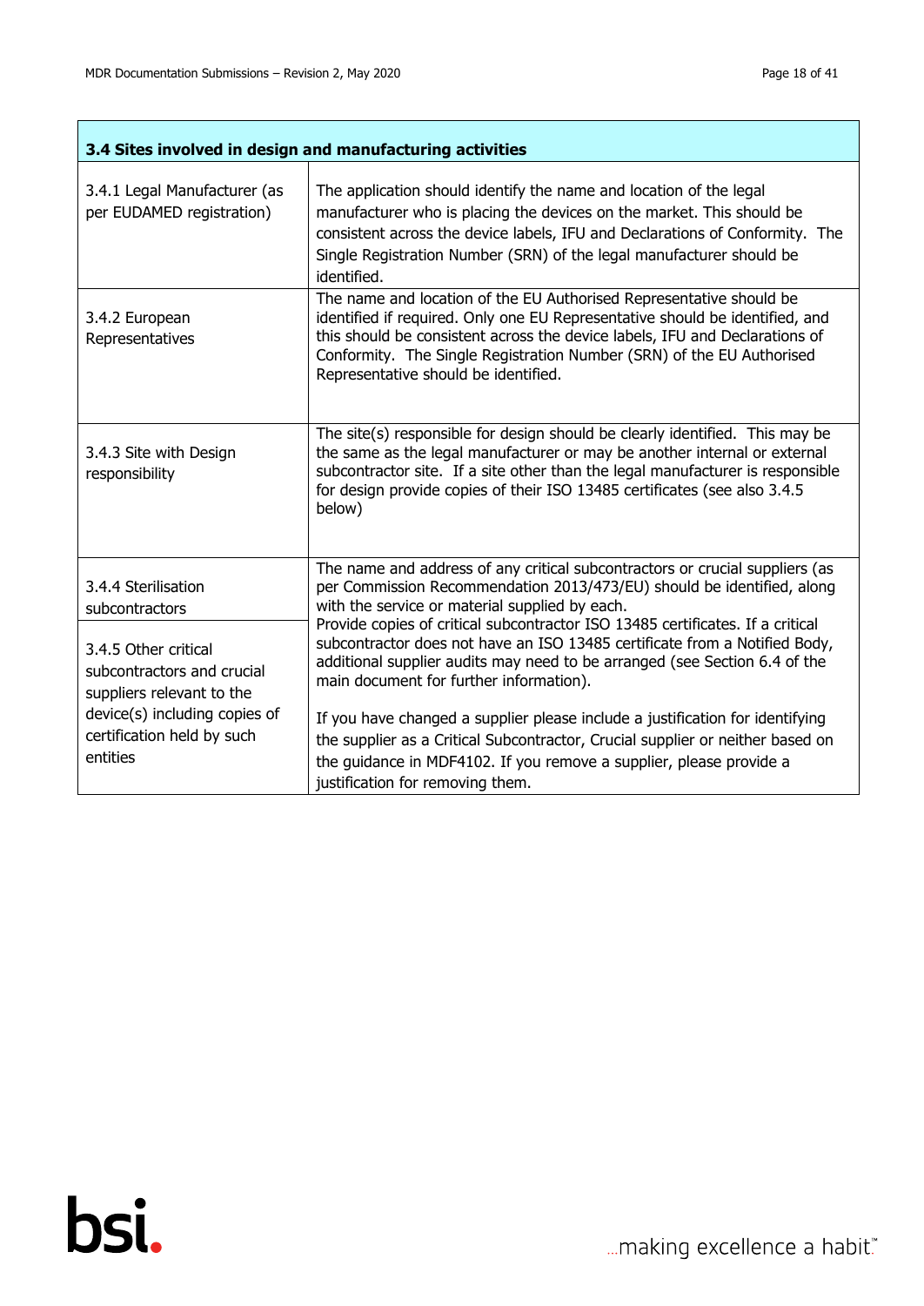| 3.4 Sites involved in design and manufacturing activities | |
|---|---|
| 3.4.1 Legal Manufacturer (as per EUDAMED registration) | The application should identify the name and location of the legal manufacturer who is placing the devices on the market. This should be consistent across the device labels, IFU and Declarations of Conformity. The Single Registration Number (SRN) of the legal manufacturer should be identified. |
| 3.4.2 European Representatives | The name and location of the EU Authorised Representative should be identified if required. Only one EU Representative should be identified, and this should be consistent across the device labels, IFU and Declarations of Conformity. The Single Registration Number (SRN) of the EU Authorised Representative should be identified. |
| 3.4.3 Site with Design responsibility | The site(s) responsible for design should be clearly identified. This may be the same as the legal manufacturer or may be another internal or external subcontractor site. If a site other than the legal manufacturer is responsible for design provide copies of their ISO 13485 certificates (see also 3.4.5 below) |
| 3.4.4 Sterilisation subcontractors<br><br>3.4.5 Other critical subcontractors and crucial suppliers relevant to the device(s) including copies of certification held by such entities | The name and address of any critical subcontractors or crucial suppliers (as per Commission Recommendation 2013/473/EU) should be identified, along with the service or material supplied by each.<br>Provide copies of critical subcontractor ISO 13485 certificates. If a critical subcontractor does not have an ISO 13485 certificate from a Notified Body, additional supplier audits may need to be arranged (see Section 6.4 of the main document for further information).<br><br>If you have changed a supplier please include a justification for identifying the supplier as a Critical Subcontractor, Crucial supplier or neither based on the guidance in MDF4102. If you remove a supplier, please provide a justification for removing them. |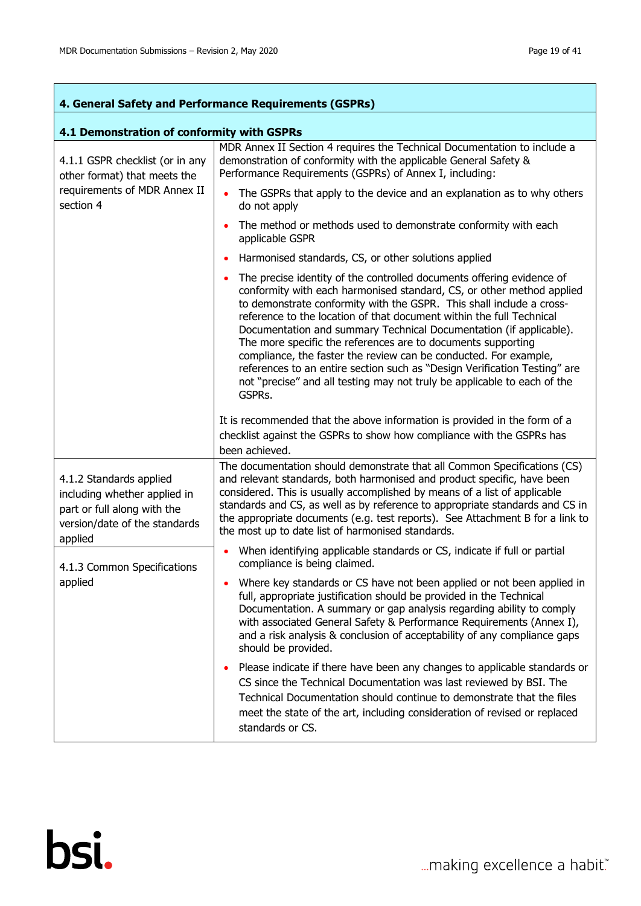## 4. General Safety and Performance Requirements (GSPRs)

### 4.1 Demonstration of conformity with GSPRs

| | |
|---|---|
| 4.1.1 GSPR checklist (or in any other format) that meets the requirements of MDR Annex II section 4 | MDR Annex II Section 4 requires the Technical Documentation to include a demonstration of conformity with the applicable General Safety & Performance Requirements (GSPRs) of Annex I, including:<br>• The GSPRs that apply to the device and an explanation as to why others do not apply<br>• The method or methods used to demonstrate conformity with each applicable GSPR<br>• Harmonised standards, CS, or other solutions applied<br>• The precise identity of the controlled documents offering evidence of conformity with each harmonised standard, CS, or other method applied to demonstrate conformity with the GSPR. This shall include a cross-reference to the location of that document within the full Technical Documentation and summary Technical Documentation (if applicable). The more specific the references are to documents supporting compliance, the faster the review can be conducted. For example, references to an entire section such as "Design Verification Testing" are not "precise" and all testing may not truly be applicable to each of the GSPRs.<br><br>It is recommended that the above information is provided in the form of a checklist against the GSPRs to show how compliance with the GSPRs has been achieved. |
| 4.1.2 Standards applied including whether applied in part or full along with the version/date of the standards applied<br><br>4.1.3 Common Specifications applied | The documentation should demonstrate that all Common Specifications (CS) and relevant standards, both harmonised and product specific, have been considered. This is usually accomplished by means of a list of applicable standards and CS, as well as by reference to appropriate standards and CS in the appropriate documents (e.g. test reports). See Attachment B for a link to the most up to date list of harmonised standards.<br>• When identifying applicable standards or CS, indicate if full or partial compliance is being claimed.<br>• Where key standards or CS have not been applied or not been applied in full, appropriate justification should be provided in the Technical Documentation. A summary or gap analysis regarding ability to comply with associated General Safety & Performance Requirements (Annex I), and a risk analysis & conclusion of acceptability of any compliance gaps should be provided.<br>• Please indicate if there have been any changes to applicable standards or CS since the Technical Documentation was last reviewed by BSI. The Technical Documentation should continue to demonstrate that the files meet the state of the art, including consideration of revised or replaced standards or CS. |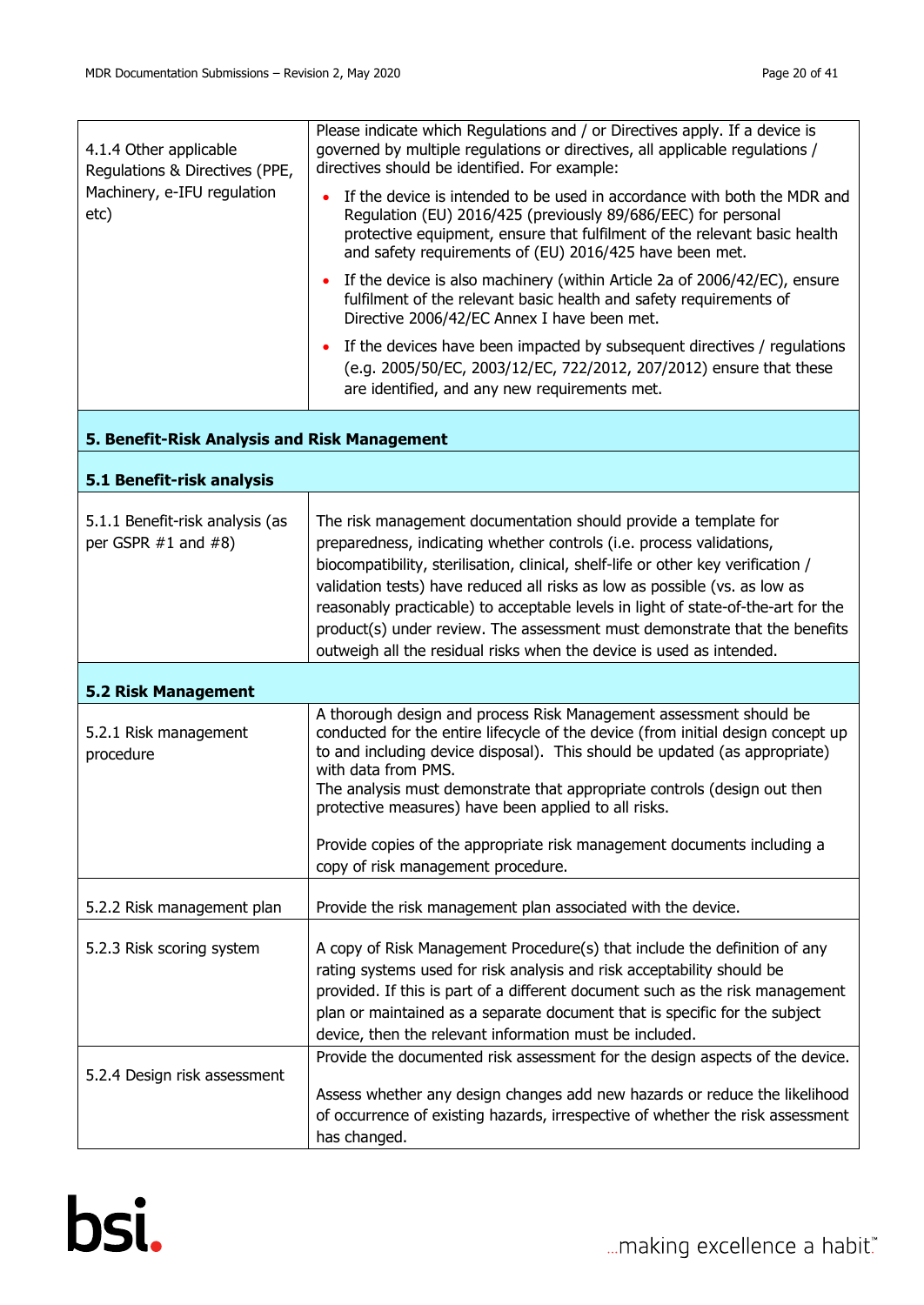| | |
|---|---|
| 4.1.4 Other applicable Regulations & Directives (PPE, Machinery, e-IFU regulation etc) | Please indicate which Regulations and / or Directives apply. If a device is governed by multiple regulations or directives, all applicable regulations / directives should be identified. For example:<br>• If the device is intended to be used in accordance with both the MDR and Regulation (EU) 2016/425 (previously 89/686/EEC) for personal protective equipment, ensure that fulfilment of the relevant basic health and safety requirements of (EU) 2016/425 have been met.<br>• If the device is also machinery (within Article 2a of 2006/42/EC), ensure fulfilment of the relevant basic health and safety requirements of Directive 2006/42/EC Annex I have been met.<br>• If the devices have been impacted by subsequent directives / regulations (e.g. 2005/50/EC, 2003/12/EC, 722/2012, 207/2012) ensure that these are identified, and any new requirements met. |
| **5. Benefit-Risk Analysis and Risk Management** | |
| **5.1 Benefit-risk analysis** | |
| 5.1.1 Benefit-risk analysis (as per GSPR #1 and #8) | The risk management documentation should provide a template for preparedness, indicating whether controls (i.e. process validations, biocompatibility, sterilisation, clinical, shelf-life or other key verification / validation tests) have reduced all risks as low as possible (vs. as low as reasonably practicable) to acceptable levels in light of state-of-the-art for the product(s) under review. The assessment must demonstrate that the benefits outweigh all the residual risks when the device is used as intended. |
| **5.2 Risk Management** | |
| 5.2.1 Risk management procedure | A thorough design and process Risk Management assessment should be conducted for the entire lifecycle of the device (from initial design concept up to and including device disposal). This should be updated (as appropriate) with data from PMS.<br>The analysis must demonstrate that appropriate controls (design out then protective measures) have been applied to all risks.<br><br>Provide copies of the appropriate risk management documents including a copy of risk management procedure. |
| 5.2.2 Risk management plan | Provide the risk management plan associated with the device. |
| 5.2.3 Risk scoring system | A copy of Risk Management Procedure(s) that include the definition of any rating systems used for risk analysis and risk acceptability should be provided. If this is part of a different document such as the risk management plan or maintained as a separate document that is specific for the subject device, then the relevant information must be included. |
| 5.2.4 Design risk assessment | Provide the documented risk assessment for the design aspects of the device.<br><br>Assess whether any design changes add new hazards or reduce the likelihood of occurrence of existing hazards, irrespective of whether the risk assessment has changed. |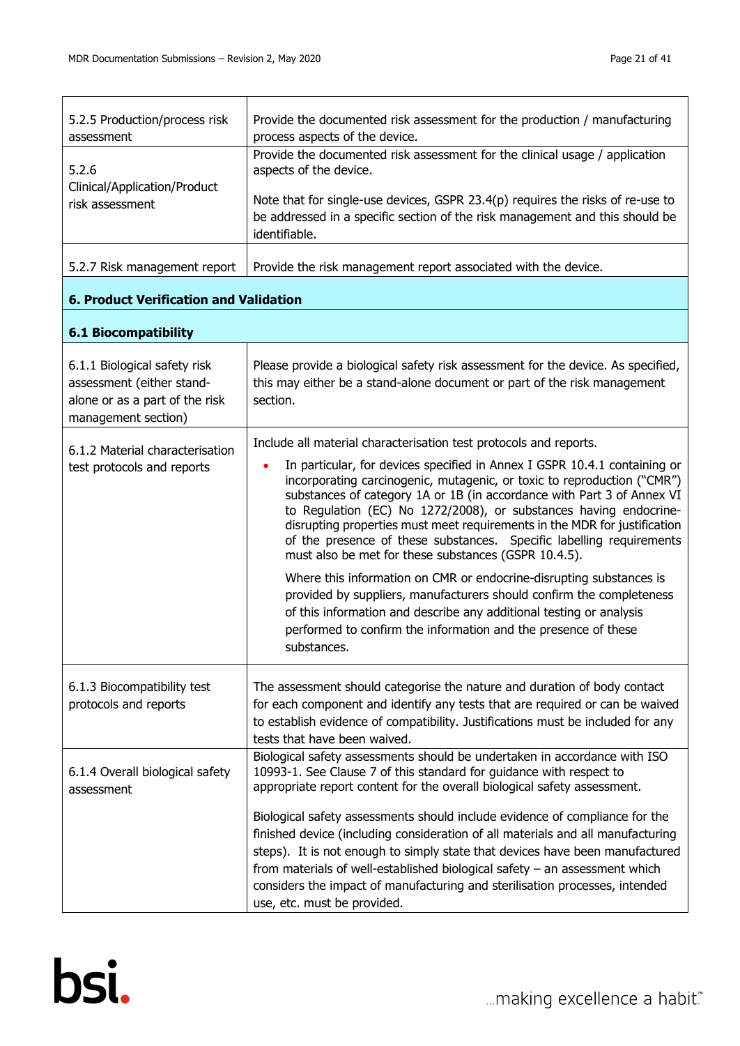| | |
|---|---|
| 5.2.5 Production/process risk assessment | Provide the documented risk assessment for the production / manufacturing process aspects of the device. |
| 5.2.6 Clinical/Application/Product risk assessment | Provide the documented risk assessment for the clinical usage / application aspects of the device.<br><br>Note that for single-use devices, GSPR 23.4(p) requires the risks of re-use to be addressed in a specific section of the risk management and this should be identifiable. |
| 5.2.7 Risk management report | Provide the risk management report associated with the device. |
| **6. Product Verification and Validation** | |
| **6.1 Biocompatibility** | |
| 6.1.1 Biological safety risk assessment (either stand-alone or as a part of the risk management section) | Please provide a biological safety risk assessment for the device. As specified, this may either be a stand-alone document or part of the risk management section. |
| 6.1.2 Material characterisation test protocols and reports | Include all material characterisation test protocols and reports.<br><br>• In particular, for devices specified in Annex I GSPR 10.4.1 containing or incorporating carcinogenic, mutagenic, or toxic to reproduction ("CMR") substances of category 1A or 1B (in accordance with Part 3 of Annex VI to Regulation (EC) No 1272/2008), or substances having endocrine-disrupting properties must meet requirements in the MDR for justification of the presence of these substances. Specific labelling requirements must also be met for these substances (GSPR 10.4.5).<br><br>Where this information on CMR or endocrine-disrupting substances is provided by suppliers, manufacturers should confirm the completeness of this information and describe any additional testing or analysis performed to confirm the information and the presence of these substances. |
| 6.1.3 Biocompatibility test protocols and reports | The assessment should categorise the nature and duration of body contact for each component and identify any tests that are required or can be waived to establish evidence of compatibility. Justifications must be included for any tests that have been waived. |
| 6.1.4 Overall biological safety assessment | Biological safety assessments should be undertaken in accordance with ISO 10993-1. See Clause 7 of this standard for guidance with respect to appropriate report content for the overall biological safety assessment.<br><br>Biological safety assessments should include evidence of compliance for the finished device (including consideration of all materials and all manufacturing steps). It is not enough to simply state that devices have been manufactured from materials of well-established biological safety – an assessment which considers the impact of manufacturing and sterilisation processes, intended use, etc. must be provided. |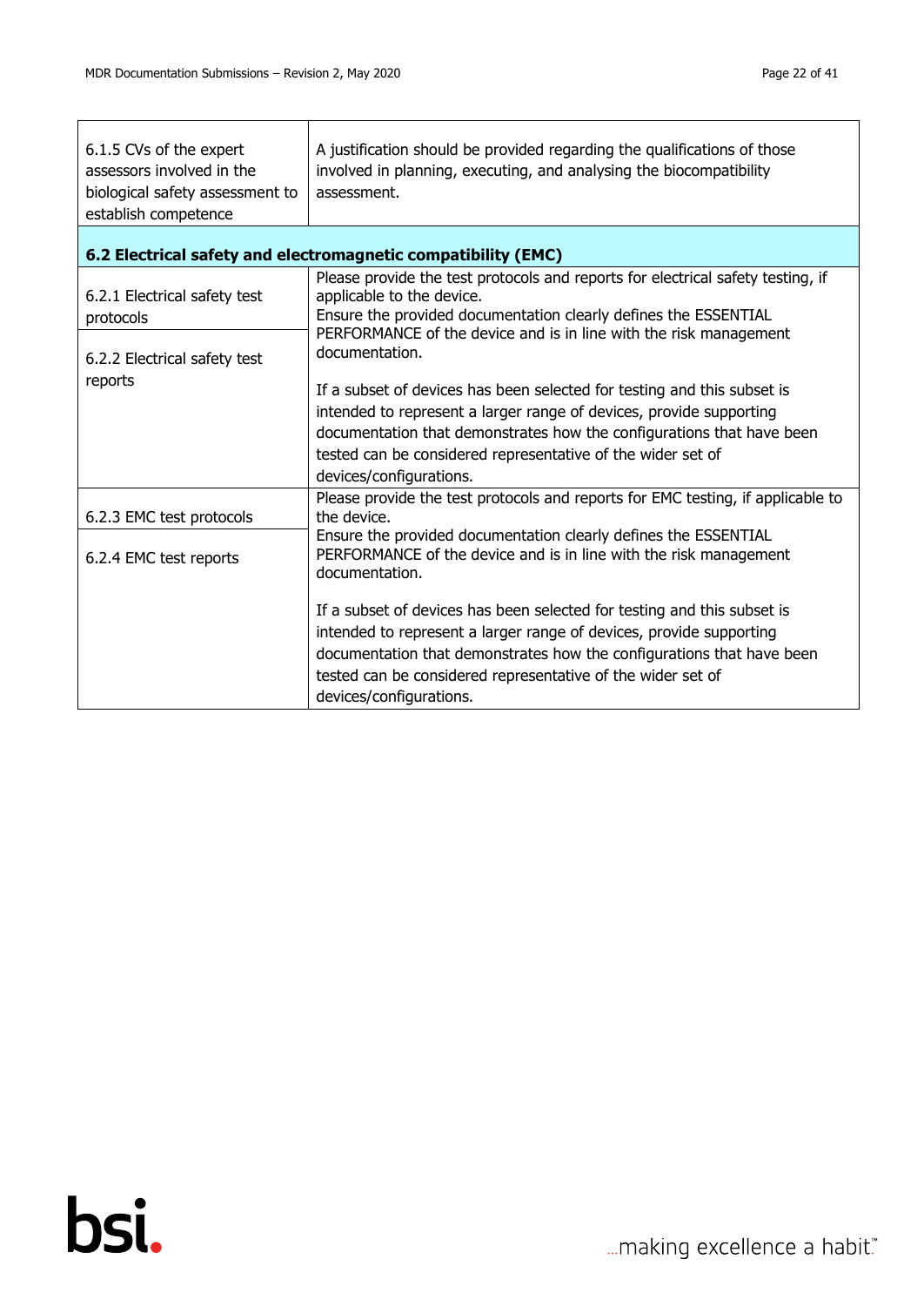| | |
|---|---|
| 6.1.5 CVs of the expert assessors involved in the biological safety assessment to establish competence | A justification should be provided regarding the qualifications of those involved in planning, executing, and analysing the biocompatibility assessment. |
| **6.2 Electrical safety and electromagnetic compatibility (EMC)** | |
| 6.2.1 Electrical safety test protocols<br><br>6.2.2 Electrical safety test reports | Please provide the test protocols and reports for electrical safety testing, if applicable to the device.<br>Ensure the provided documentation clearly defines the ESSENTIAL PERFORMANCE of the device and is in line with the risk management documentation.<br><br>If a subset of devices has been selected for testing and this subset is intended to represent a larger range of devices, provide supporting documentation that demonstrates how the configurations that have been tested can be considered representative of the wider set of devices/configurations. |
| 6.2.3 EMC test protocols<br><br>6.2.4 EMC test reports | Please provide the test protocols and reports for EMC testing, if applicable to the device.<br>Ensure the provided documentation clearly defines the ESSENTIAL PERFORMANCE of the device and is in line with the risk management documentation.<br><br>If a subset of devices has been selected for testing and this subset is intended to represent a larger range of devices, provide supporting documentation that demonstrates how the configurations that have been tested can be considered representative of the wider set of devices/configurations. |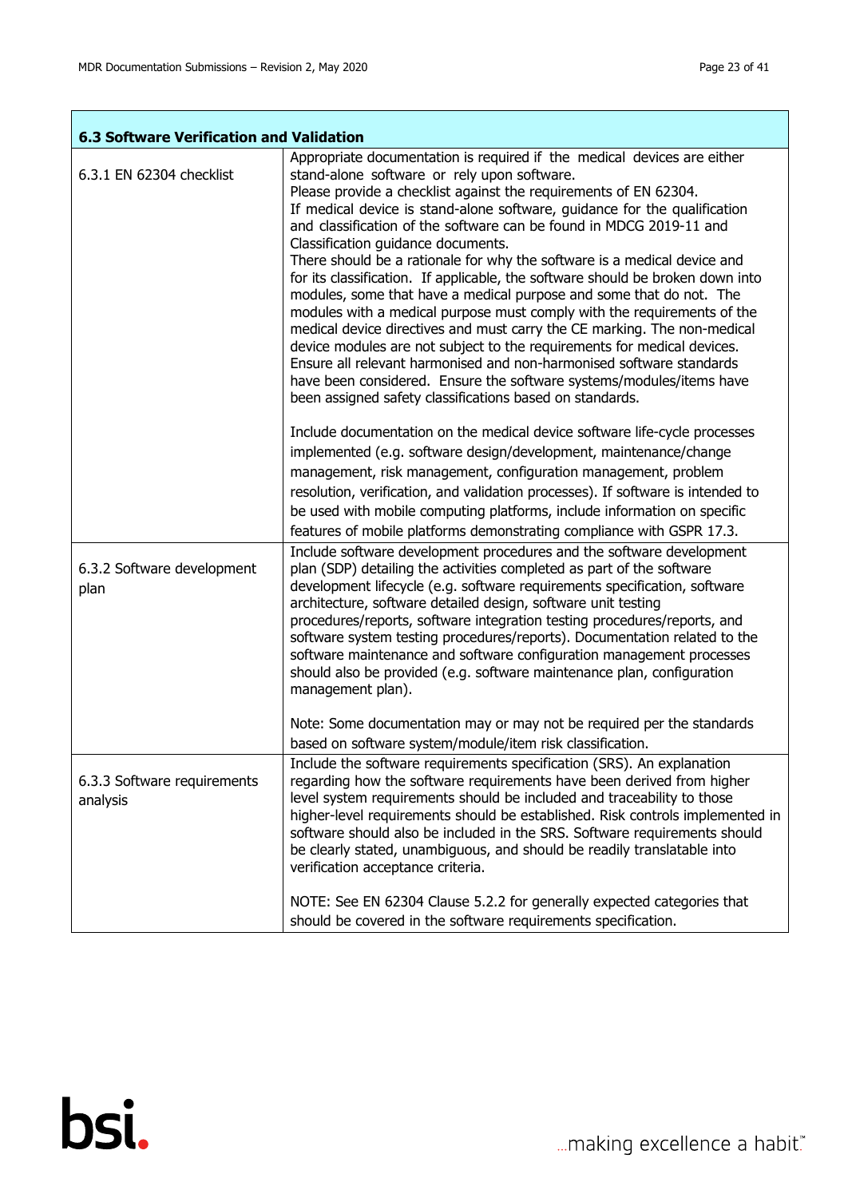| 6.3 Software Verification and Validation | |
|---|---|
| 6.3.1 EN 62304 checklist | Appropriate documentation is required if the medical devices are either stand-alone software or rely upon software.<br>Please provide a checklist against the requirements of EN 62304.<br>If medical device is stand-alone software, guidance for the qualification and classification of the software can be found in MDCG 2019-11 and Classification guidance documents.<br>There should be a rationale for why the software is a medical device and for its classification. If applicable, the software should be broken down into modules, some that have a medical purpose and some that do not. The modules with a medical purpose must comply with the requirements of the medical device directives and must carry the CE marking. The non-medical device modules are not subject to the requirements for medical devices. Ensure all relevant harmonised and non-harmonised software standards have been considered. Ensure the software systems/modules/items have been assigned safety classifications based on standards.<br><br>Include documentation on the medical device software life-cycle processes implemented (e.g. software design/development, maintenance/change management, risk management, configuration management, problem resolution, verification, and validation processes). If software is intended to be used with mobile computing platforms, include information on specific features of mobile platforms demonstrating compliance with GSPR 17.3. |
| 6.3.2 Software development plan | Include software development procedures and the software development plan (SDP) detailing the activities completed as part of the software development lifecycle (e.g. software requirements specification, software architecture, software detailed design, software unit testing procedures/reports, software integration testing procedures/reports, and software system testing procedures/reports). Documentation related to the software maintenance and software configuration management processes should also be provided (e.g. software maintenance plan, configuration management plan).<br><br>Note: Some documentation may or may not be required per the standards based on software system/module/item risk classification. |
| 6.3.3 Software requirements analysis | Include the software requirements specification (SRS). An explanation regarding how the software requirements have been derived from higher level system requirements should be included and traceability to those higher-level requirements should be established. Risk controls implemented in software should also be included in the SRS. Software requirements should be clearly stated, unambiguous, and should be readily translatable into verification acceptance criteria.<br><br>NOTE: See EN 62304 Clause 5.2.2 for generally expected categories that should be covered in the software requirements specification. |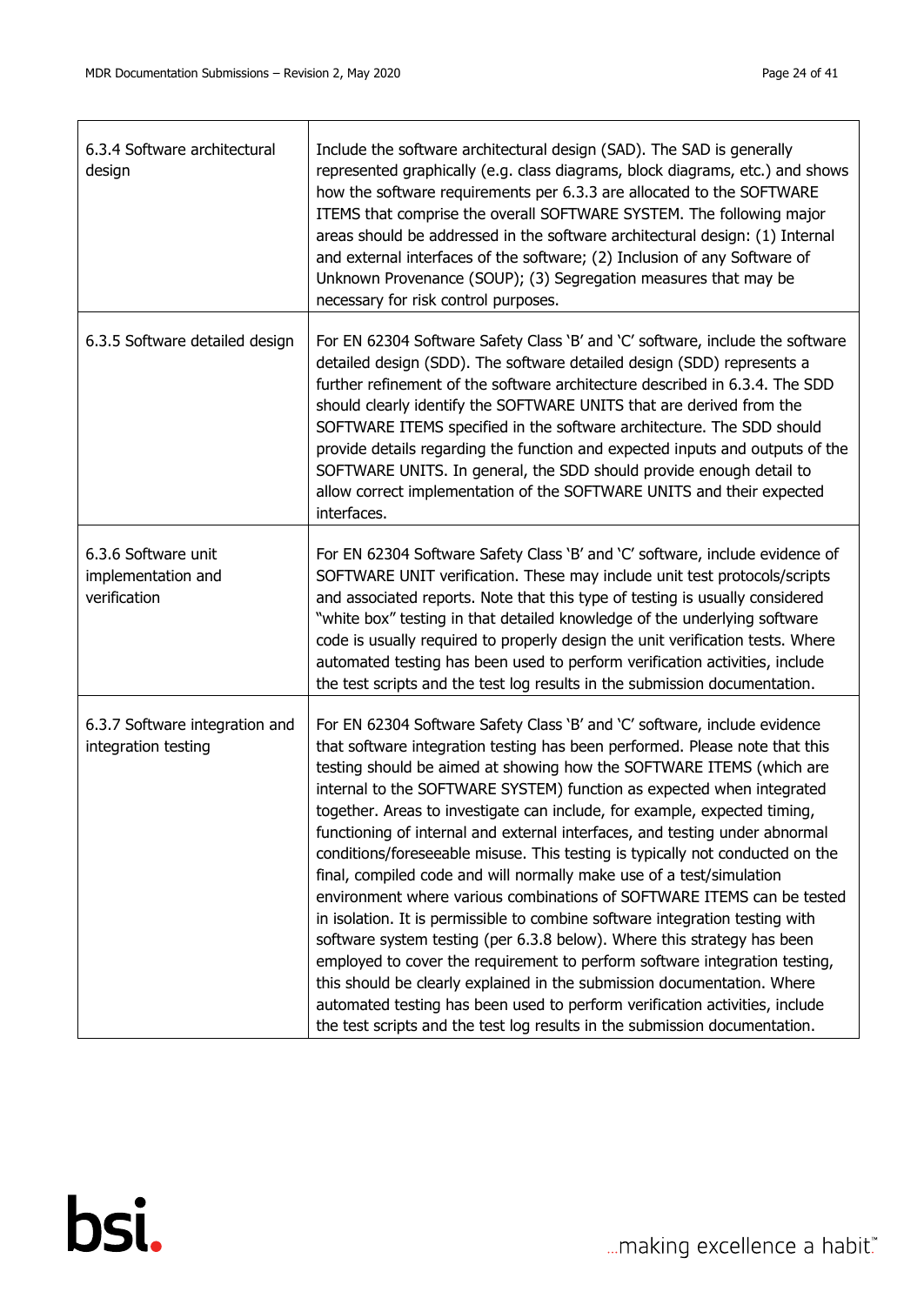| | |
|---|---|
| 6.3.4 Software architectural design | Include the software architectural design (SAD). The SAD is generally represented graphically (e.g. class diagrams, block diagrams, etc.) and shows how the software requirements per 6.3.3 are allocated to the SOFTWARE ITEMS that comprise the overall SOFTWARE SYSTEM. The following major areas should be addressed in the software architectural design: (1) Internal and external interfaces of the software; (2) Inclusion of any Software of Unknown Provenance (SOUP); (3) Segregation measures that may be necessary for risk control purposes. |
| 6.3.5 Software detailed design | For EN 62304 Software Safety Class 'B' and 'C' software, include the software detailed design (SDD). The software detailed design (SDD) represents a further refinement of the software architecture described in 6.3.4. The SDD should clearly identify the SOFTWARE UNITS that are derived from the SOFTWARE ITEMS specified in the software architecture. The SDD should provide details regarding the function and expected inputs and outputs of the SOFTWARE UNITS. In general, the SDD should provide enough detail to allow correct implementation of the SOFTWARE UNITS and their expected interfaces. |
| 6.3.6 Software unit implementation and verification | For EN 62304 Software Safety Class 'B' and 'C' software, include evidence of SOFTWARE UNIT verification. These may include unit test protocols/scripts and associated reports. Note that this type of testing is usually considered "white box" testing in that detailed knowledge of the underlying software code is usually required to properly design the unit verification tests. Where automated testing has been used to perform verification activities, include the test scripts and the test log results in the submission documentation. |
| 6.3.7 Software integration and integration testing | For EN 62304 Software Safety Class 'B' and 'C' software, include evidence that software integration testing has been performed. Please note that this testing should be aimed at showing how the SOFTWARE ITEMS (which are internal to the SOFTWARE SYSTEM) function as expected when integrated together. Areas to investigate can include, for example, expected timing, functioning of internal and external interfaces, and testing under abnormal conditions/foreseeable misuse. This testing is typically not conducted on the final, compiled code and will normally make use of a test/simulation environment where various combinations of SOFTWARE ITEMS can be tested in isolation. It is permissible to combine software integration testing with software system testing (per 6.3.8 below). Where this strategy has been employed to cover the requirement to perform software integration testing, this should be clearly explained in the submission documentation. Where automated testing has been used to perform verification activities, include the test scripts and the test log results in the submission documentation. |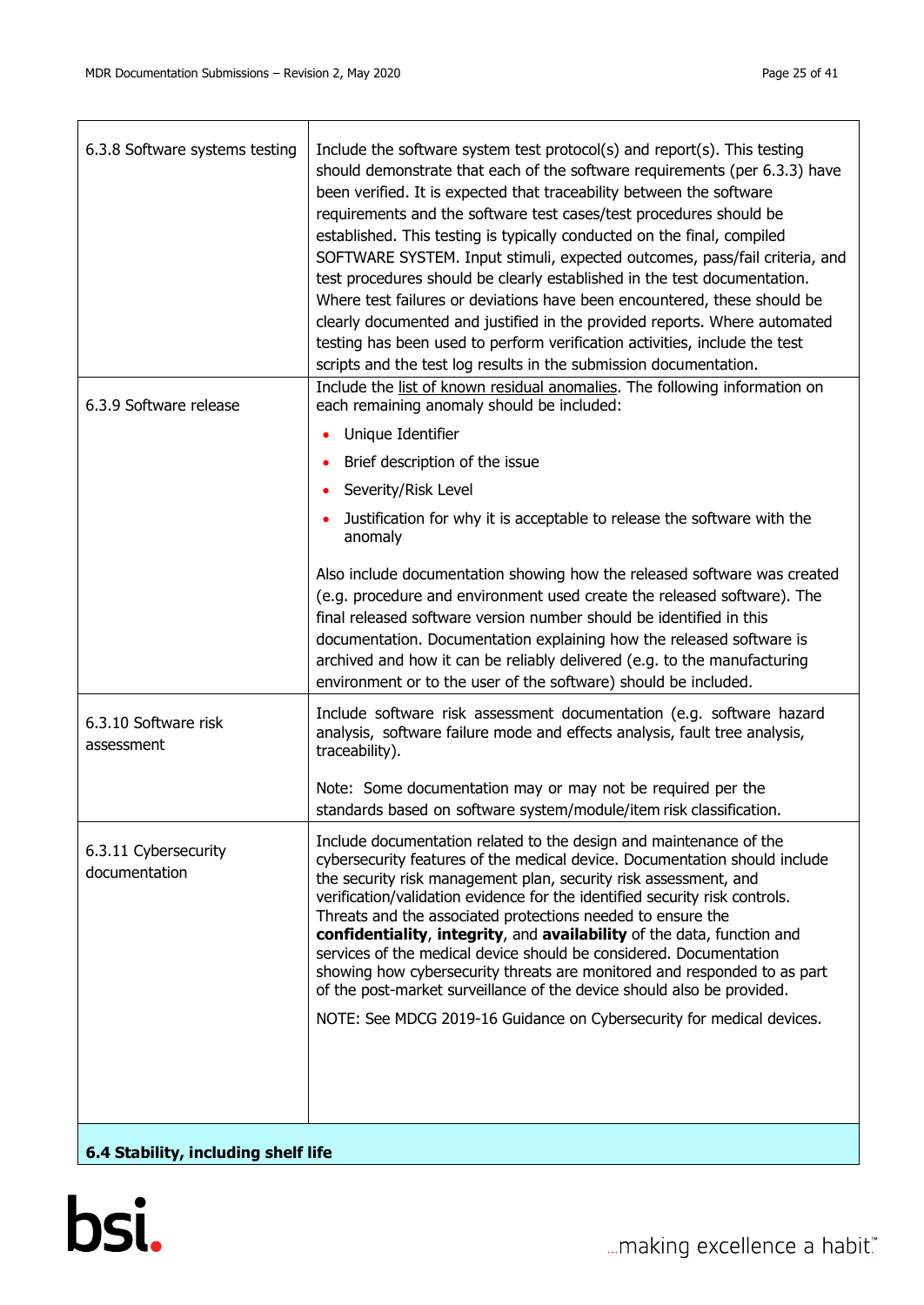| | |
|---|---|
| 6.3.8 Software systems testing | Include the software system test protocol(s) and report(s). This testing should demonstrate that each of the software requirements (per 6.3.3) have been verified. It is expected that traceability between the software requirements and the software test cases/test procedures should be established. This testing is typically conducted on the final, compiled SOFTWARE SYSTEM. Input stimuli, expected outcomes, pass/fail criteria, and test procedures should be clearly established in the test documentation. Where test failures or deviations have been encountered, these should be clearly documented and justified in the provided reports. Where automated testing has been used to perform verification activities, include the test scripts and the test log results in the submission documentation. |
| 6.3.9 Software release | Include the list of known residual anomalies. The following information on each remaining anomaly should be included:<br>• Unique Identifier<br>• Brief description of the issue<br>• Severity/Risk Level<br>• Justification for why it is acceptable to release the software with the anomaly<br><br>Also include documentation showing how the released software was created (e.g. procedure and environment used create the released software). The final released software version number should be identified in this documentation. Documentation explaining how the released software is archived and how it can be reliably delivered (e.g. to the manufacturing environment or to the user of the software) should be included. |
| 6.3.10 Software risk assessment | Include software risk assessment documentation (e.g. software hazard analysis, software failure mode and effects analysis, fault tree analysis, traceability).<br><br>Note: Some documentation may or may not be required per the standards based on software system/module/item risk classification. |
| 6.3.11 Cybersecurity documentation | Include documentation related to the design and maintenance of the cybersecurity features of the medical device. Documentation should include the security risk management plan, security risk assessment, and verification/validation evidence for the identified security risk controls. Threats and the associated protections needed to ensure the **confidentiality**, **integrity**, and **availability** of the data, function and services of the medical device should be considered. Documentation showing how cybersecurity threats are monitored and responded to as part of the post-market surveillance of the device should also be provided.<br><br>NOTE: See MDCG 2019-16 Guidance on Cybersecurity for medical devices. |
| **6.4 Stability, including shelf life** | |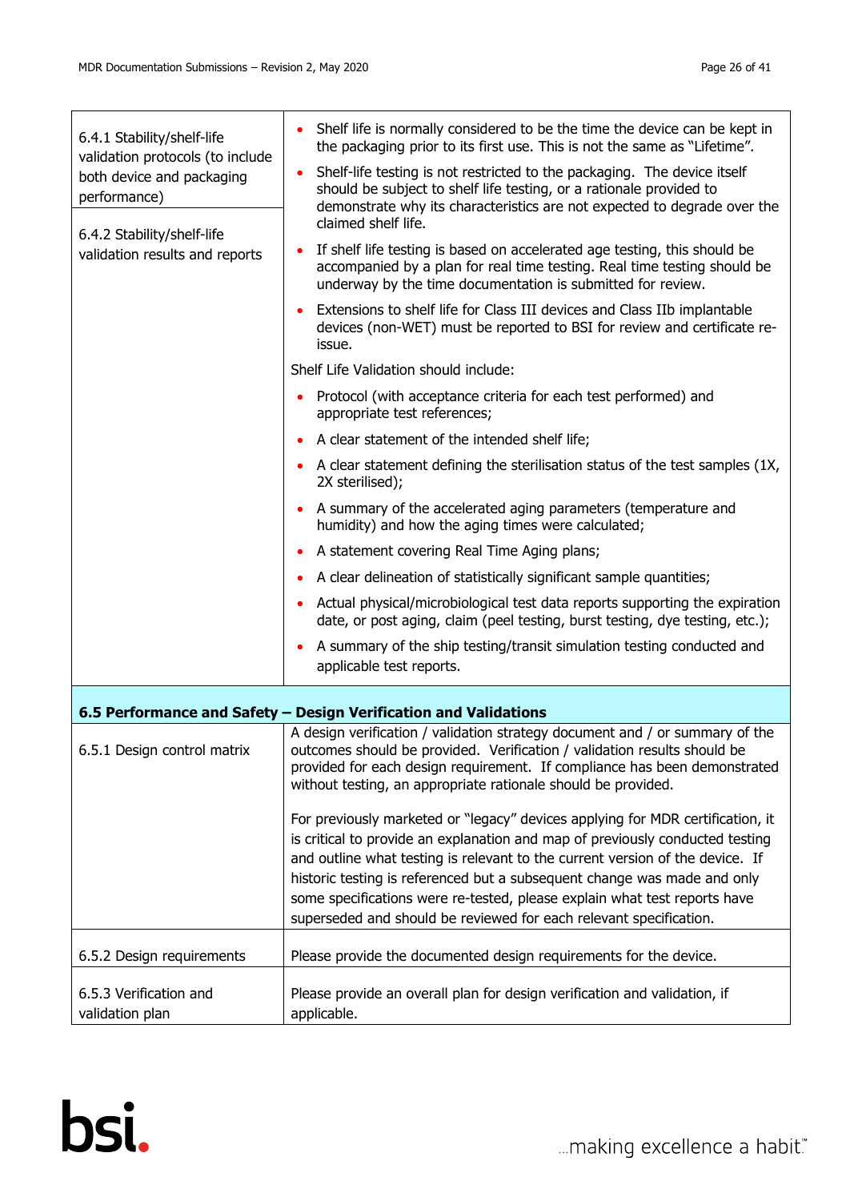| | |
|---|---|
| 6.4.1 Stability/shelf-life validation protocols (to include both device and packaging performance)<br><br>6.4.2 Stability/shelf-life validation results and reports | • Shelf life is normally considered to be the time the device can be kept in the packaging prior to its first use. This is not the same as "Lifetime".<br>• Shelf-life testing is not restricted to the packaging. The device itself should be subject to shelf life testing, or a rationale provided to demonstrate why its characteristics are not expected to degrade over the claimed shelf life.<br>• If shelf life testing is based on accelerated age testing, this should be accompanied by a plan for real time testing. Real time testing should be underway by the time documentation is submitted for review.<br>• Extensions to shelf life for Class III devices and Class IIb implantable devices (non-WET) must be reported to BSI for review and certificate re-issue.<br><br>Shelf Life Validation should include:<br>• Protocol (with acceptance criteria for each test performed) and appropriate test references;<br>• A clear statement of the intended shelf life;<br>• A clear statement defining the sterilisation status of the test samples (1X, 2X sterilised);<br>• A summary of the accelerated aging parameters (temperature and humidity) and how the aging times were calculated;<br>• A statement covering Real Time Aging plans;<br>• A clear delineation of statistically significant sample quantities;<br>• Actual physical/microbiological test data reports supporting the expiration date, or post aging, claim (peel testing, burst testing, dye testing, etc.);<br>• A summary of the ship testing/transit simulation testing conducted and applicable test reports. |
| **6.5 Performance and Safety – Design Verification and Validations** | |
| 6.5.1 Design control matrix | A design verification / validation strategy document and / or summary of the outcomes should be provided. Verification / validation results should be provided for each design requirement. If compliance has been demonstrated without testing, an appropriate rationale should be provided.<br><br>For previously marketed or "legacy" devices applying for MDR certification, it is critical to provide an explanation and map of previously conducted testing and outline what testing is relevant to the current version of the device. If historic testing is referenced but a subsequent change was made and only some specifications were re-tested, please explain what test reports have superseded and should be reviewed for each relevant specification. |
| 6.5.2 Design requirements | Please provide the documented design requirements for the device. |
| 6.5.3 Verification and validation plan | Please provide an overall plan for design verification and validation, if applicable. |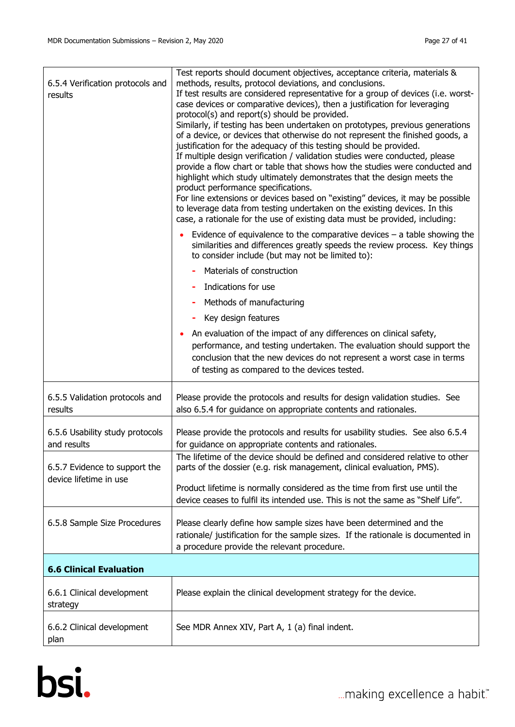| | |
|---|---|
| 6.5.4 Verification protocols and results | Test reports should document objectives, acceptance criteria, materials & methods, results, protocol deviations, and conclusions.<br>If test results are considered representative for a group of devices (i.e. worst-case devices or comparative devices), then a justification for leveraging protocol(s) and report(s) should be provided.<br>Similarly, if testing has been undertaken on prototypes, previous generations of a device, or devices that otherwise do not represent the finished goods, a justification for the adequacy of this testing should be provided.<br>If multiple design verification / validation studies were conducted, please provide a flow chart or table that shows how the studies were conducted and highlight which study ultimately demonstrates that the design meets the product performance specifications.<br>For line extensions or devices based on "existing" devices, it may be possible to leverage data from testing undertaken on the existing devices. In this case, a rationale for the use of existing data must be provided, including:<br>• Evidence of equivalence to the comparative devices – a table showing the similarities and differences greatly speeds the review process. Key things to consider include (but may not be limited to):<br>- Materials of construction<br>- Indications for use<br>- Methods of manufacturing<br>- Key design features<br>• An evaluation of the impact of any differences on clinical safety, performance, and testing undertaken. The evaluation should support the conclusion that the new devices do not represent a worst case in terms of testing as compared to the devices tested. |
| 6.5.5 Validation protocols and results | Please provide the protocols and results for design validation studies. See also 6.5.4 for guidance on appropriate contents and rationales. |
| 6.5.6 Usability study protocols and results | Please provide the protocols and results for usability studies. See also 6.5.4 for guidance on appropriate contents and rationales. |
| 6.5.7 Evidence to support the device lifetime in use | The lifetime of the device should be defined and considered relative to other parts of the dossier (e.g. risk management, clinical evaluation, PMS).<br><br>Product lifetime is normally considered as the time from first use until the device ceases to fulfil its intended use. This is not the same as "Shelf Life". |
| 6.5.8 Sample Size Procedures | Please clearly define how sample sizes have been determined and the rationale/ justification for the sample sizes. If the rationale is documented in a procedure provide the relevant procedure. |
| **6.6 Clinical Evaluation** | |
| 6.6.1 Clinical development strategy | Please explain the clinical development strategy for the device. |
| 6.6.2 Clinical development plan | See MDR Annex XIV, Part A, 1 (a) final indent. |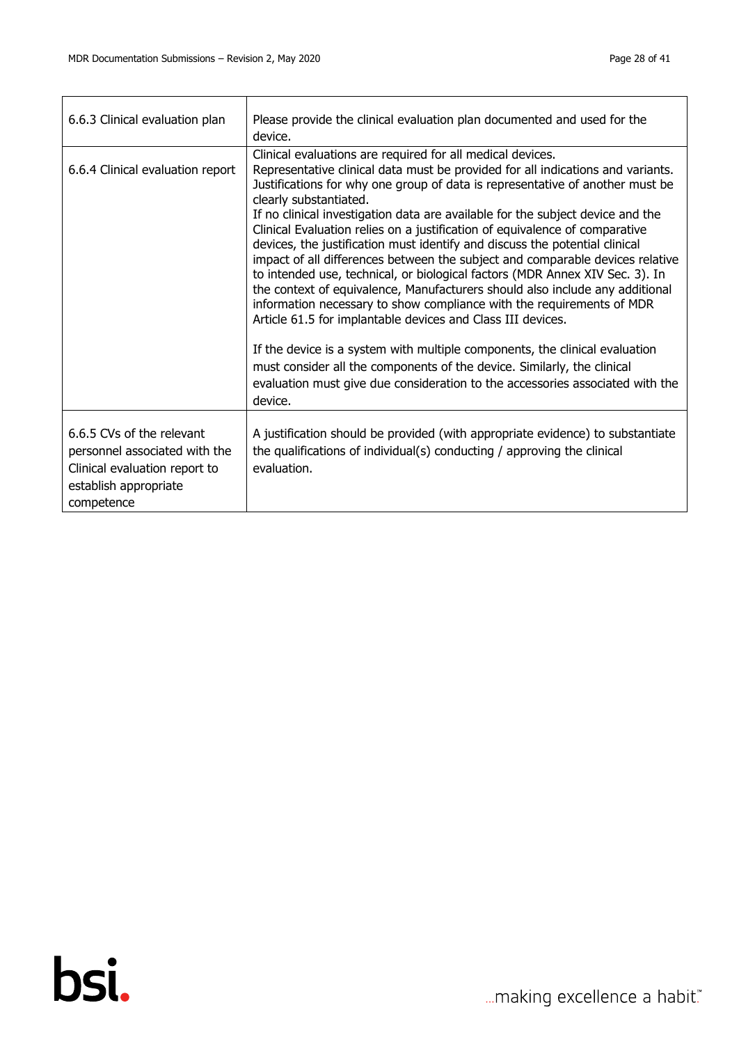| | |
|---|---|
| 6.6.3 Clinical evaluation plan | Please provide the clinical evaluation plan documented and used for the device. |
| 6.6.4 Clinical evaluation report | Clinical evaluations are required for all medical devices.<br>Representative clinical data must be provided for all indications and variants. Justifications for why one group of data is representative of another must be clearly substantiated.<br>If no clinical investigation data are available for the subject device and the Clinical Evaluation relies on a justification of equivalence of comparative devices, the justification must identify and discuss the potential clinical impact of all differences between the subject and comparable devices relative to intended use, technical, or biological factors (MDR Annex XIV Sec. 3). In the context of equivalence, Manufacturers should also include any additional information necessary to show compliance with the requirements of MDR Article 61.5 for implantable devices and Class III devices.<br><br>If the device is a system with multiple components, the clinical evaluation must consider all the components of the device. Similarly, the clinical evaluation must give due consideration to the accessories associated with the device. |
| 6.6.5 CVs of the relevant personnel associated with the Clinical evaluation report to establish appropriate competence | A justification should be provided (with appropriate evidence) to substantiate the qualifications of individual(s) conducting / approving the clinical evaluation. |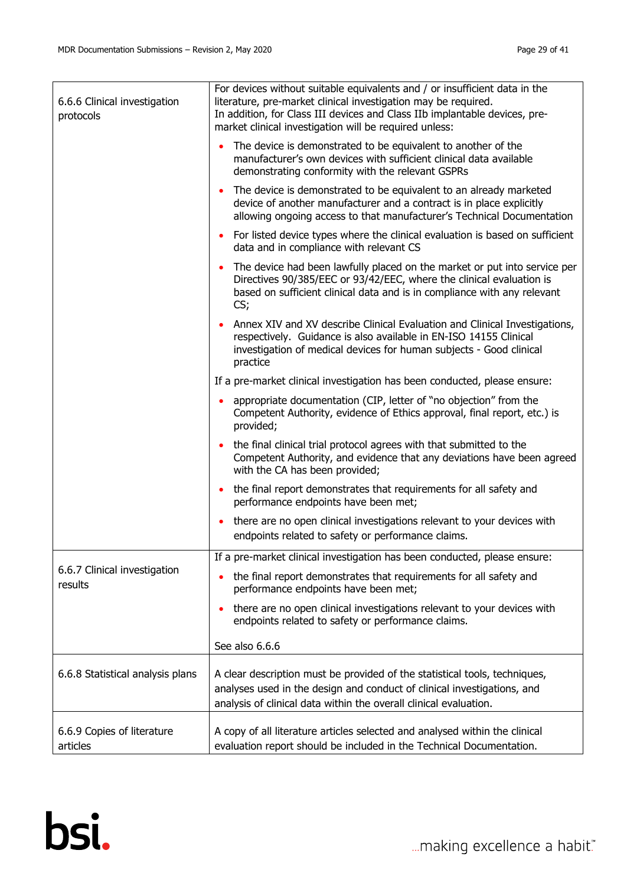| | |
|---|---|
| 6.6.6 Clinical investigation protocols | For devices without suitable equivalents and / or insufficient data in the literature, pre-market clinical investigation may be required.<br>In addition, for Class III devices and Class IIb implantable devices, pre-market clinical investigation will be required unless:<br>• The device is demonstrated to be equivalent to another of the manufacturer's own devices with sufficient clinical data available demonstrating conformity with the relevant GSPRs<br>• The device is demonstrated to be equivalent to an already marketed device of another manufacturer and a contract is in place explicitly allowing ongoing access to that manufacturer's Technical Documentation<br>• For listed device types where the clinical evaluation is based on sufficient data and in compliance with relevant CS<br>• The device had been lawfully placed on the market or put into service per Directives 90/385/EEC or 93/42/EEC, where the clinical evaluation is based on sufficient clinical data and is in compliance with any relevant CS;<br>• Annex XIV and XV describe Clinical Evaluation and Clinical Investigations, respectively. Guidance is also available in EN-ISO 14155 Clinical investigation of medical devices for human subjects - Good clinical practice<br>If a pre-market clinical investigation has been conducted, please ensure:<br>• appropriate documentation (CIP, letter of "no objection" from the Competent Authority, evidence of Ethics approval, final report, etc.) is provided;<br>• the final clinical trial protocol agrees with that submitted to the Competent Authority, and evidence that any deviations have been agreed with the CA has been provided;<br>• the final report demonstrates that requirements for all safety and performance endpoints have been met;<br>• there are no open clinical investigations relevant to your devices with endpoints related to safety or performance claims. |
| 6.6.7 Clinical investigation results | If a pre-market clinical investigation has been conducted, please ensure:<br>• the final report demonstrates that requirements for all safety and performance endpoints have been met;<br>• there are no open clinical investigations relevant to your devices with endpoints related to safety or performance claims.<br>See also 6.6.6 |
| 6.6.8 Statistical analysis plans | A clear description must be provided of the statistical tools, techniques, analyses used in the design and conduct of clinical investigations, and analysis of clinical data within the overall clinical evaluation. |
| 6.6.9 Copies of literature articles | A copy of all literature articles selected and analysed within the clinical evaluation report should be included in the Technical Documentation. |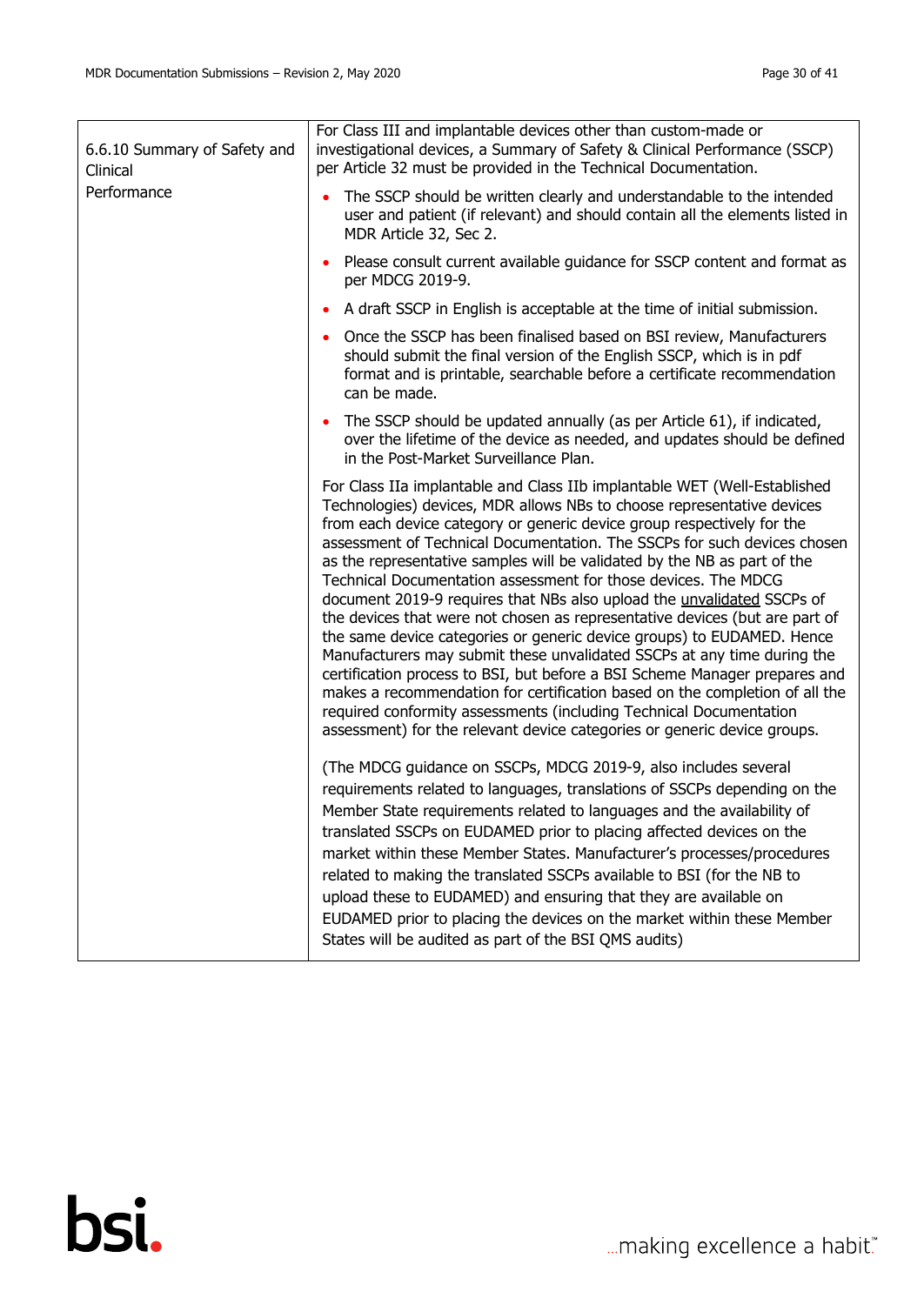| | |
|---|---|
| 6.6.10 Summary of Safety and Clinical Performance | For Class III and implantable devices other than custom-made or investigational devices, a Summary of Safety & Clinical Performance (SSCP) per Article 32 must be provided in the Technical Documentation.<br><br>• The SSCP should be written clearly and understandable to the intended user and patient (if relevant) and should contain all the elements listed in MDR Article 32, Sec 2.<br>• Please consult current available guidance for SSCP content and format as per MDCG 2019-9.<br>• A draft SSCP in English is acceptable at the time of initial submission.<br>• Once the SSCP has been finalised based on BSI review, Manufacturers should submit the final version of the English SSCP, which is in pdf format and is printable, searchable before a certificate recommendation can be made.<br>• The SSCP should be updated annually (as per Article 61), if indicated, over the lifetime of the device as needed, and updates should be defined in the Post-Market Surveillance Plan.<br><br>For Class IIa implantable and Class IIb implantable WET (Well-Established Technologies) devices, MDR allows NBs to choose representative devices from each device category or generic device group respectively for the assessment of Technical Documentation. The SSCPs for such devices chosen as the representative samples will be validated by the NB as part of the Technical Documentation assessment for those devices. The MDCG document 2019-9 requires that NBs also upload the unvalidated SSCPs of the devices that were not chosen as representative devices (but are part of the same device categories or generic device groups) to EUDAMED. Hence Manufacturers may submit these unvalidated SSCPs at any time during the certification process to BSI, but before a BSI Scheme Manager prepares and makes a recommendation for certification based on the completion of all the required conformity assessments (including Technical Documentation assessment) for the relevant device categories or generic device groups.<br><br>(The MDCG guidance on SSCPs, MDCG 2019-9, also includes several requirements related to languages, translations of SSCPs depending on the Member State requirements related to languages and the availability of translated SSCPs on EUDAMED prior to placing affected devices on the market within these Member States. Manufacturer's processes/procedures related to making the translated SSCPs available to BSI (for the NB to upload these to EUDAMED) and ensuring that they are available on EUDAMED prior to placing the devices on the market within these Member States will be audited as part of the BSI QMS audits) |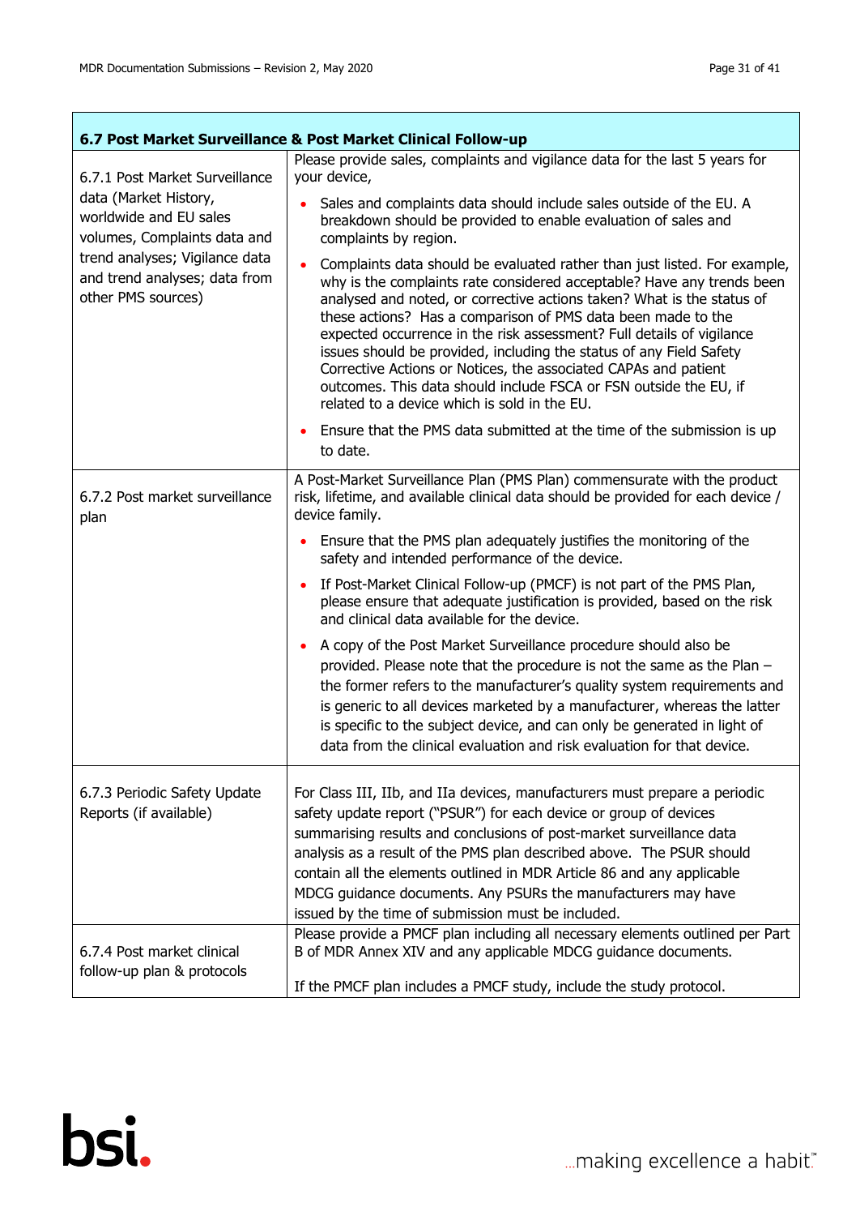| 6.7 Post Market Surveillance & Post Market Clinical Follow-up | |
|---|---|
| 6.7.1 Post Market Surveillance data (Market History, worldwide and EU sales volumes, Complaints data and trend analyses; Vigilance data and trend analyses; data from other PMS sources) | Please provide sales, complaints and vigilance data for the last 5 years for your device,<br>• Sales and complaints data should include sales outside of the EU. A breakdown should be provided to enable evaluation of sales and complaints by region.<br>• Complaints data should be evaluated rather than just listed. For example, why is the complaints rate considered acceptable? Have any trends been analysed and noted, or corrective actions taken? What is the status of these actions? Has a comparison of PMS data been made to the expected occurrence in the risk assessment? Full details of vigilance issues should be provided, including the status of any Field Safety Corrective Actions or Notices, the associated CAPAs and patient outcomes. This data should include FSCA or FSN outside the EU, if related to a device which is sold in the EU.<br>• Ensure that the PMS data submitted at the time of the submission is up to date. |
| 6.7.2 Post market surveillance plan | A Post-Market Surveillance Plan (PMS Plan) commensurate with the product risk, lifetime, and available clinical data should be provided for each device / device family.<br>• Ensure that the PMS plan adequately justifies the monitoring of the safety and intended performance of the device.<br>• If Post-Market Clinical Follow-up (PMCF) is not part of the PMS Plan, please ensure that adequate justification is provided, based on the risk and clinical data available for the device.<br>• A copy of the Post Market Surveillance procedure should also be provided. Please note that the procedure is not the same as the Plan – the former refers to the manufacturer's quality system requirements and is generic to all devices marketed by a manufacturer, whereas the latter is specific to the subject device, and can only be generated in light of data from the clinical evaluation and risk evaluation for that device. |
| 6.7.3 Periodic Safety Update Reports (if available) | For Class III, IIb, and IIa devices, manufacturers must prepare a periodic safety update report ("PSUR") for each device or group of devices summarising results and conclusions of post-market surveillance data analysis as a result of the PMS plan described above. The PSUR should contain all the elements outlined in MDR Article 86 and any applicable MDCG guidance documents. Any PSURs the manufacturers may have issued by the time of submission must be included. |
| 6.7.4 Post market clinical follow-up plan & protocols | Please provide a PMCF plan including all necessary elements outlined per Part B of MDR Annex XIV and any applicable MDCG guidance documents.<br><br>If the PMCF plan includes a PMCF study, include the study protocol. |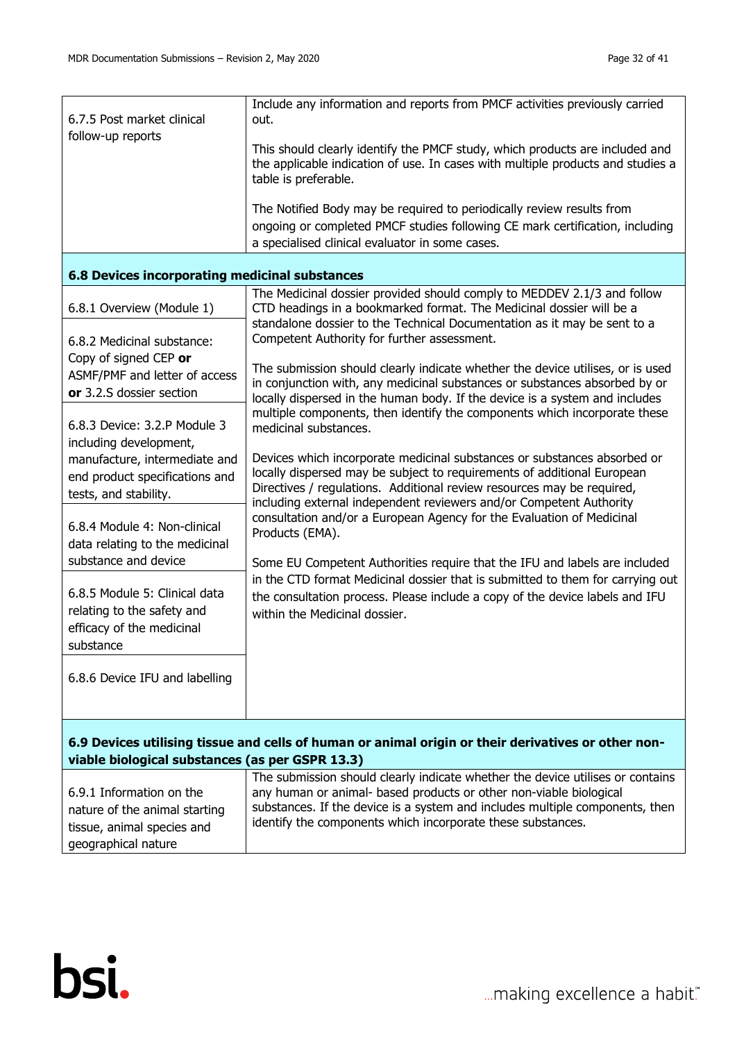| | |
|---|---|
| 6.7.5 Post market clinical follow-up reports | Include any information and reports from PMCF activities previously carried out.<br><br>This should clearly identify the PMCF study, which products are included and the applicable indication of use. In cases with multiple products and studies a table is preferable.<br><br>The Notified Body may be required to periodically review results from ongoing or completed PMCF studies following CE mark certification, including a specialised clinical evaluator in some cases. |
| **6.8 Devices incorporating medicinal substances** | |
| 6.8.1 Overview (Module 1)<br><br>6.8.2 Medicinal substance: Copy of signed CEP **or** ASMF/PMF and letter of access **or** 3.2.S dossier section<br><br>6.8.3 Device: 3.2.P Module 3 including development, manufacture, intermediate and end product specifications and tests, and stability.<br><br>6.8.4 Module 4: Non-clinical data relating to the medicinal substance and device<br><br>6.8.5 Module 5: Clinical data relating to the safety and efficacy of the medicinal substance<br><br>6.8.6 Device IFU and labelling | The Medicinal dossier provided should comply to MEDDEV 2.1/3 and follow CTD headings in a bookmarked format. The Medicinal dossier will be a standalone dossier to the Technical Documentation as it may be sent to a Competent Authority for further assessment.<br><br>The submission should clearly indicate whether the device utilises, or is used in conjunction with, any medicinal substances or substances absorbed by or locally dispersed in the human body. If the device is a system and includes multiple components, then identify the components which incorporate these medicinal substances.<br><br>Devices which incorporate medicinal substances or substances absorbed or locally dispersed may be subject to requirements of additional European Directives / regulations. Additional review resources may be required, including external independent reviewers and/or Competent Authority consultation and/or a European Agency for the Evaluation of Medicinal Products (EMA).<br><br>Some EU Competent Authorities require that the IFU and labels are included in the CTD format Medicinal dossier that is submitted to them for carrying out the consultation process. Please include a copy of the device labels and IFU within the Medicinal dossier. |
| **6.9 Devices utilising tissue and cells of human or animal origin or their derivatives or other non-viable biological substances (as per GSPR 13.3)** | |
| 6.9.1 Information on the nature of the animal starting tissue, animal species and geographical nature | The submission should clearly indicate whether the device utilises or contains any human or animal- based products or other non-viable biological substances. If the device is a system and includes multiple components, then identify the components which incorporate these substances. |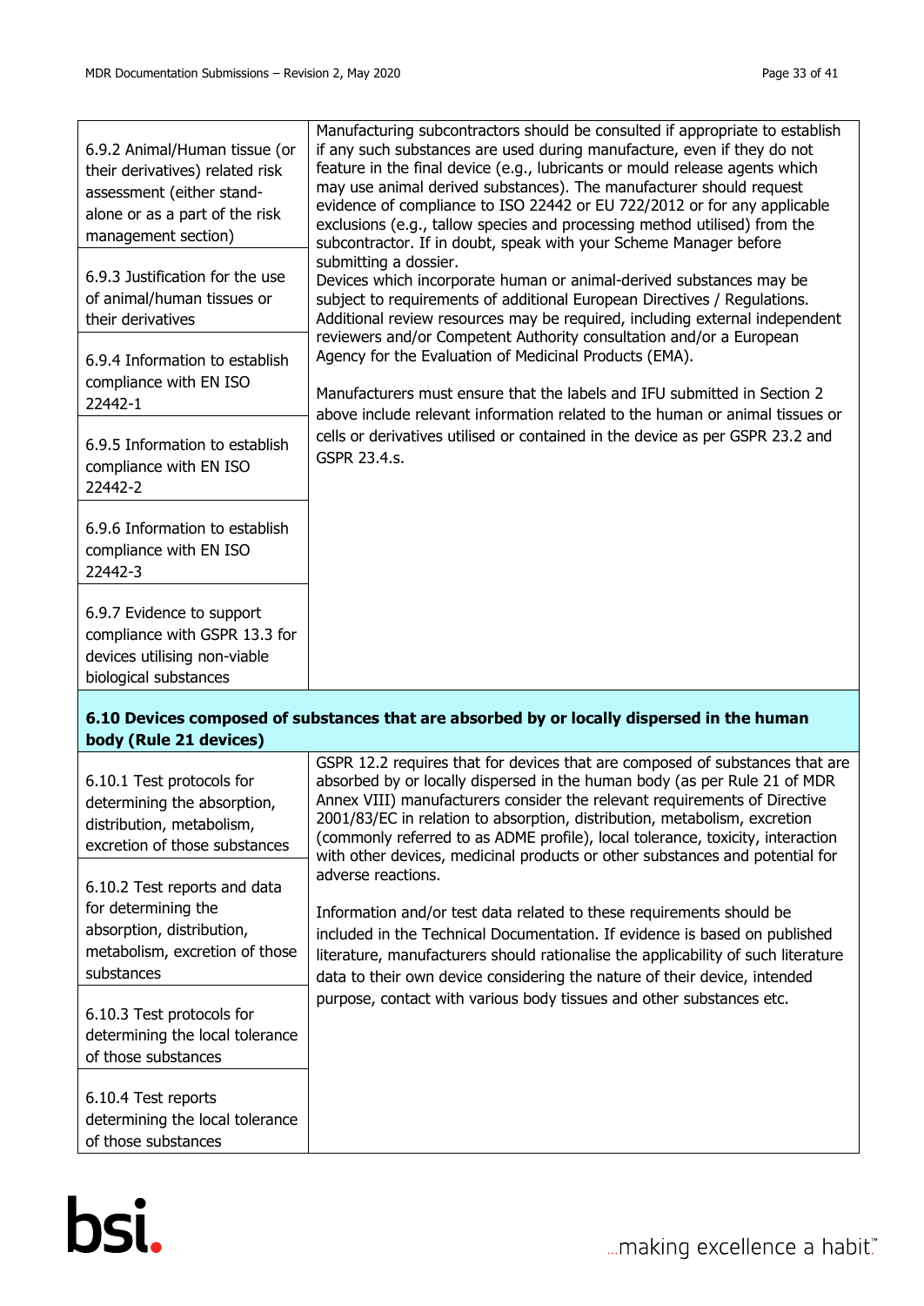| | |
|---|---|
| 6.9.2 Animal/Human tissue (or their derivatives) related risk assessment (either stand-alone or as a part of the risk management section) | Manufacturing subcontractors should be consulted if appropriate to establish if any such substances are used during manufacture, even if they do not feature in the final device (e.g., lubricants or mould release agents which may use animal derived substances). The manufacturer should request evidence of compliance to ISO 22442 or EU 722/2012 or for any applicable exclusions (e.g., tallow species and processing method utilised) from the subcontractor. If in doubt, speak with your Scheme Manager before submitting a dossier.<br>Devices which incorporate human or animal-derived substances may be subject to requirements of additional European Directives / Regulations. Additional review resources may be required, including external independent reviewers and/or Competent Authority consultation and/or a European Agency for the Evaluation of Medicinal Products (EMA).<br><br>Manufacturers must ensure that the labels and IFU submitted in Section 2 above include relevant information related to the human or animal tissues or cells or derivatives utilised or contained in the device as per GSPR 23.2 and GSPR 23.4.s. |
| 6.9.3 Justification for the use of animal/human tissues or their derivatives | |
| 6.9.4 Information to establish compliance with EN ISO 22442-1 | |
| 6.9.5 Information to establish compliance with EN ISO 22442-2 | |
| 6.9.6 Information to establish compliance with EN ISO 22442-3 | |
| 6.9.7 Evidence to support compliance with GSPR 13.3 for devices utilising non-viable biological substances | |
| **6.10 Devices composed of substances that are absorbed by or locally dispersed in the human body (Rule 21 devices)** | |
| 6.10.1 Test protocols for determining the absorption, distribution, metabolism, excretion of those substances | GSPR 12.2 requires that for devices that are composed of substances that are absorbed by or locally dispersed in the human body (as per Rule 21 of MDR Annex VIII) manufacturers consider the relevant requirements of Directive 2001/83/EC in relation to absorption, distribution, metabolism, excretion (commonly referred to as ADME profile), local tolerance, toxicity, interaction with other devices, medicinal products or other substances and potential for adverse reactions.<br><br>Information and/or test data related to these requirements should be included in the Technical Documentation. If evidence is based on published literature, manufacturers should rationalise the applicability of such literature data to their own device considering the nature of their device, intended purpose, contact with various body tissues and other substances etc. |
| 6.10.2 Test reports and data for determining the absorption, distribution, metabolism, excretion of those substances | |
| 6.10.3 Test protocols for determining the local tolerance of those substances | |
| 6.10.4 Test reports determining the local tolerance of those substances | |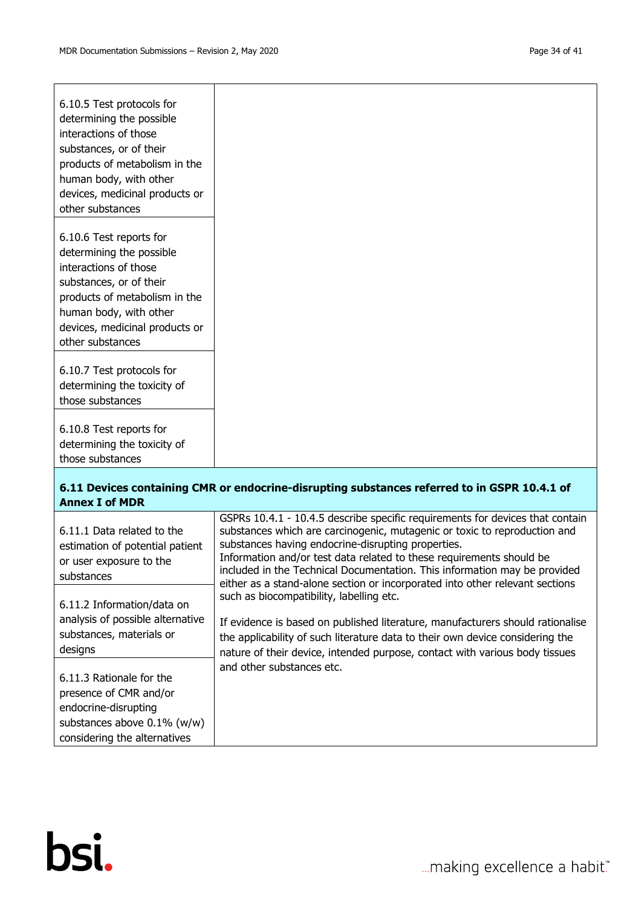| | |
|---|---|
| 6.10.5 Test protocols for determining the possible interactions of those substances, or of their products of metabolism in the human body, with other devices, medicinal products or other substances | |
| 6.10.6 Test reports for determining the possible interactions of those substances, or of their products of metabolism in the human body, with other devices, medicinal products or other substances | |
| 6.10.7 Test protocols for determining the toxicity of those substances | |
| 6.10.8 Test reports for determining the toxicity of those substances | |
| **6.11 Devices containing CMR or endocrine-disrupting substances referred to in GSPR 10.4.1 of Annex I of MDR** | |
| 6.11.1 Data related to the estimation of potential patient or user exposure to the substances | GSPRs 10.4.1 - 10.4.5 describe specific requirements for devices that contain substances which are carcinogenic, mutagenic or toxic to reproduction and substances having endocrine-disrupting properties.<br>Information and/or test data related to these requirements should be included in the Technical Documentation. This information may be provided either as a stand-alone section or incorporated into other relevant sections such as biocompatibility, labelling etc.<br><br>If evidence is based on published literature, manufacturers should rationalise the applicability of such literature data to their own device considering the nature of their device, intended purpose, contact with various body tissues and other substances etc. |
| 6.11.2 Information/data on analysis of possible alternative substances, materials or designs | |
| 6.11.3 Rationale for the presence of CMR and/or endocrine-disrupting substances above 0.1% (w/w) considering the alternatives | |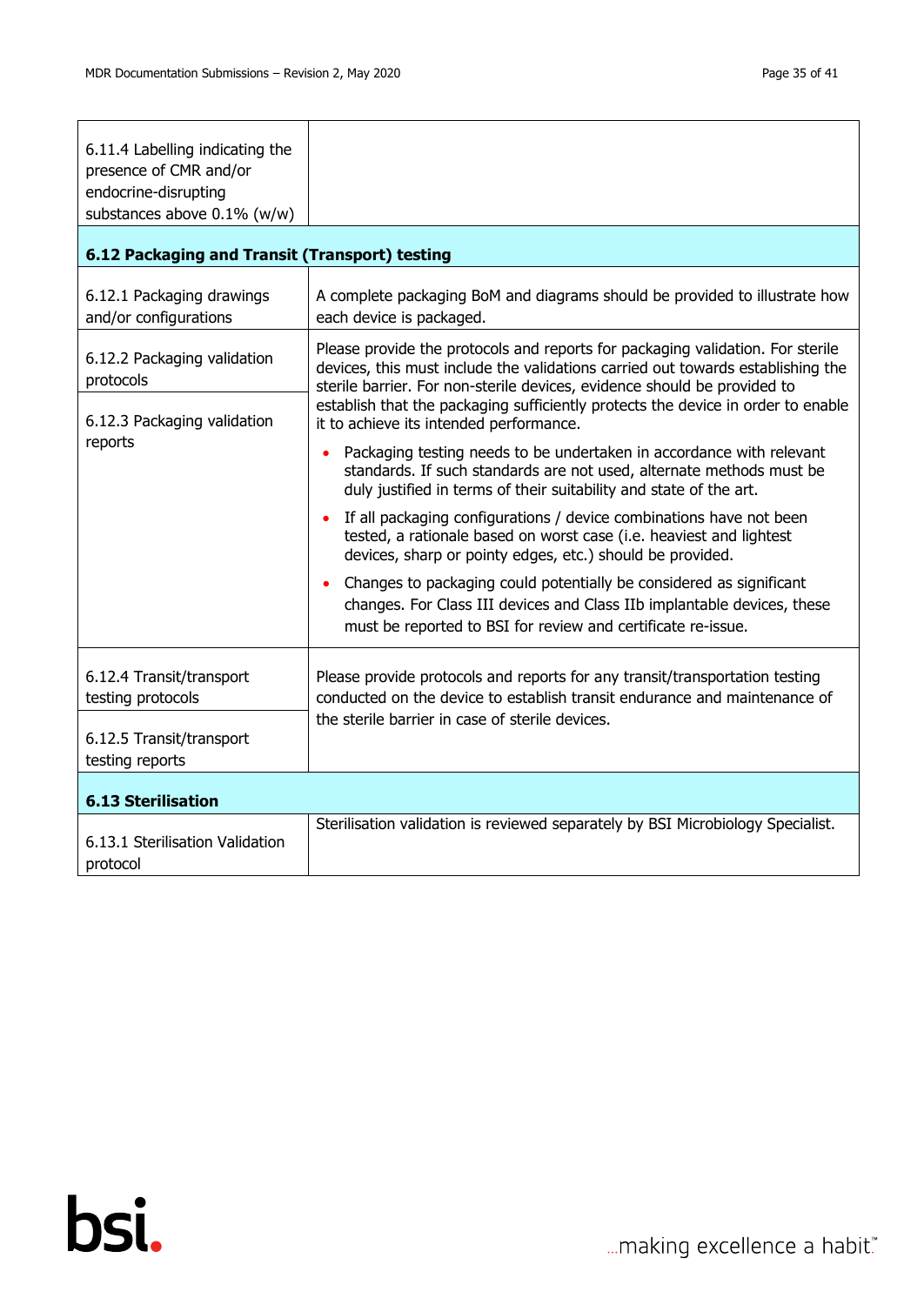| | |
|---|---|
| 6.11.4 Labelling indicating the presence of CMR and/or endocrine-disrupting substances above 0.1% (w/w) | |
| **6.12 Packaging and Transit (Transport) testing** | |
| 6.12.1 Packaging drawings and/or configurations | A complete packaging BoM and diagrams should be provided to illustrate how each device is packaged. |
| 6.12.2 Packaging validation protocols<br><br>6.12.3 Packaging validation reports | Please provide the protocols and reports for packaging validation. For sterile devices, this must include the validations carried out towards establishing the sterile barrier. For non-sterile devices, evidence should be provided to establish that the packaging sufficiently protects the device in order to enable it to achieve its intended performance.<br>• Packaging testing needs to be undertaken in accordance with relevant standards. If such standards are not used, alternate methods must be duly justified in terms of their suitability and state of the art.<br>• If all packaging configurations / device combinations have not been tested, a rationale based on worst case (i.e. heaviest and lightest devices, sharp or pointy edges, etc.) should be provided.<br>• Changes to packaging could potentially be considered as significant changes. For Class III devices and Class IIb implantable devices, these must be reported to BSI for review and certificate re-issue. |
| 6.12.4 Transit/transport testing protocols<br><br>6.12.5 Transit/transport testing reports | Please provide protocols and reports for any transit/transportation testing conducted on the device to establish transit endurance and maintenance of the sterile barrier in case of sterile devices. |
| **6.13 Sterilisation** | |
| 6.13.1 Sterilisation Validation protocol | Sterilisation validation is reviewed separately by BSI Microbiology Specialist. |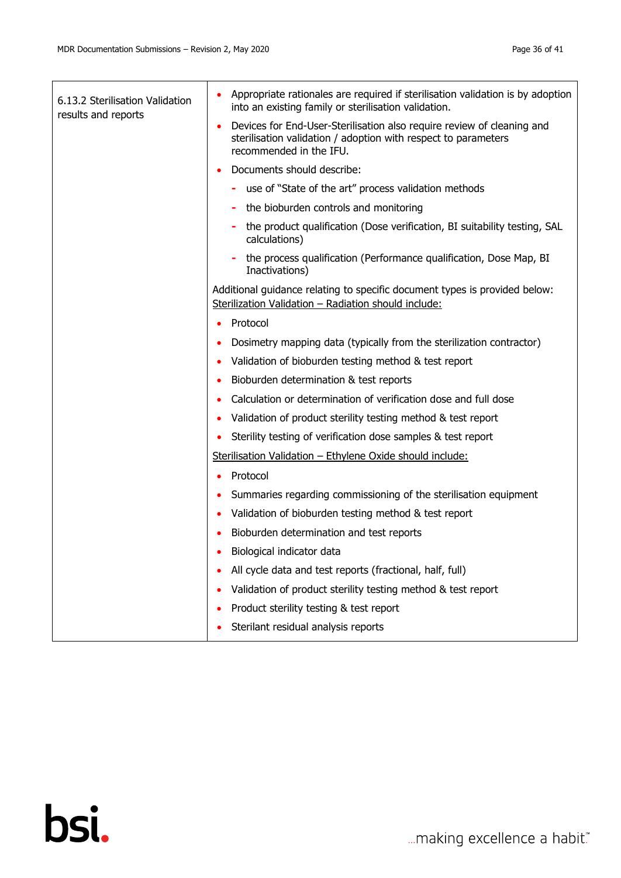| | |
|---|---|
| 6.13.2 Sterilisation Validation results and reports | • Appropriate rationales are required if sterilisation validation is by adoption into an existing family or sterilisation validation.<br>• Devices for End-User-Sterilisation also require review of cleaning and sterilisation validation / adoption with respect to parameters recommended in the IFU.<br>• Documents should describe:<br>  - use of "State of the art" process validation methods<br>  - the bioburden controls and monitoring<br>  - the product qualification (Dose verification, BI suitability testing, SAL calculations)<br>  - the process qualification (Performance qualification, Dose Map, BI Inactivations)<br>Additional guidance relating to specific document types is provided below:<br><u>Sterilization Validation – Radiation should include:</u><br>• Protocol<br>• Dosimetry mapping data (typically from the sterilization contractor)<br>• Validation of bioburden testing method & test report<br>• Bioburden determination & test reports<br>• Calculation or determination of verification dose and full dose<br>• Validation of product sterility testing method & test report<br>• Sterility testing of verification dose samples & test report<br><u>Sterilisation Validation – Ethylene Oxide should include:</u><br>• Protocol<br>• Summaries regarding commissioning of the sterilisation equipment<br>• Validation of bioburden testing method & test report<br>• Bioburden determination and test reports<br>• Biological indicator data<br>• All cycle data and test reports (fractional, half, full)<br>• Validation of product sterility testing method & test report<br>• Product sterility testing & test report<br>• Sterilant residual analysis reports |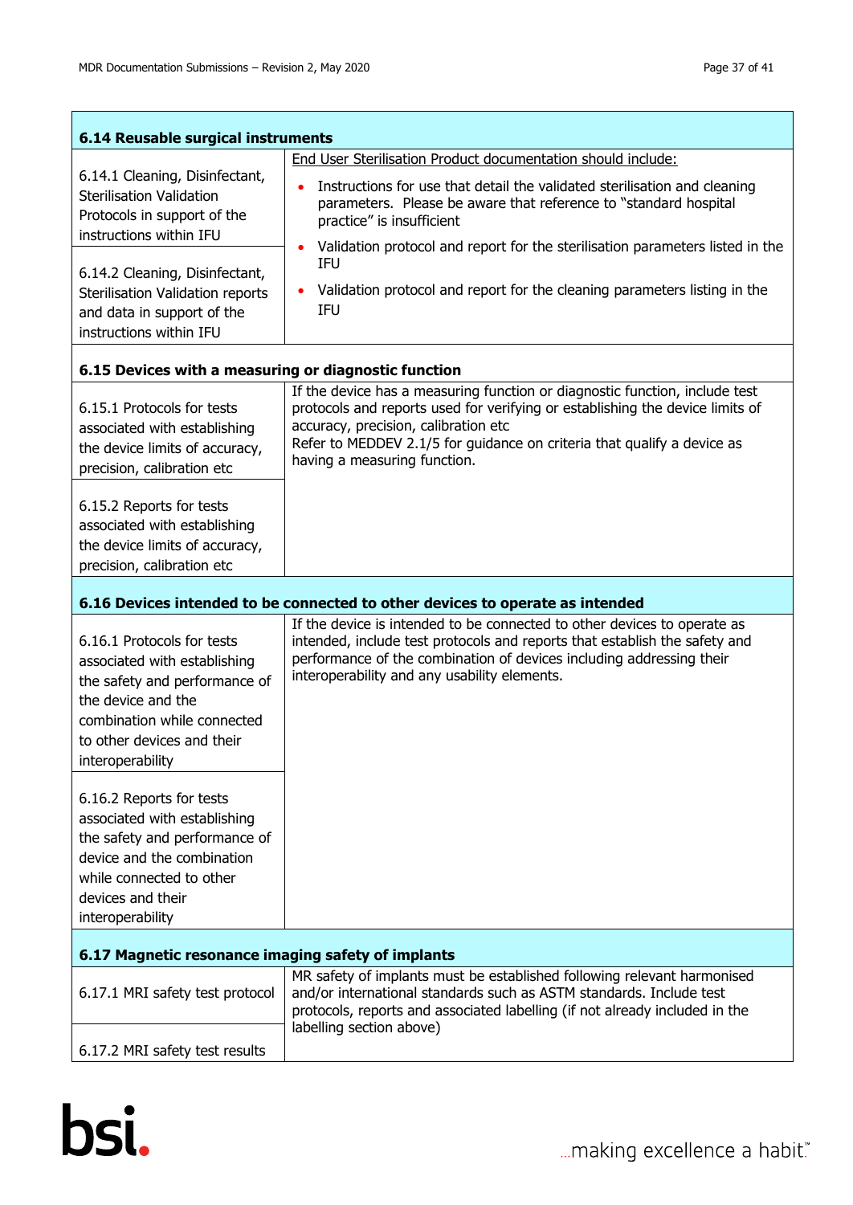| **6.14 Reusable surgical instruments** | |
|---|---|
| 6.14.1 Cleaning, Disinfectant, Sterilisation Validation Protocols in support of the instructions within IFU | End User Sterilisation Product documentation should include:<br>• Instructions for use that detail the validated sterilisation and cleaning parameters. Please be aware that reference to "standard hospital practice" is insufficient<br>• Validation protocol and report for the sterilisation parameters listed in the IFU<br>• Validation protocol and report for the cleaning parameters listing in the IFU |
| 6.14.2 Cleaning, Disinfectant, Sterilisation Validation reports and data in support of the instructions within IFU | |
| **6.15 Devices with a measuring or diagnostic function** | |
| 6.15.1 Protocols for tests associated with establishing the device limits of accuracy, precision, calibration etc | If the device has a measuring function or diagnostic function, include test protocols and reports used for verifying or establishing the device limits of accuracy, precision, calibration etc<br>Refer to MEDDEV 2.1/5 for guidance on criteria that qualify a device as having a measuring function. |
| 6.15.2 Reports for tests associated with establishing the device limits of accuracy, precision, calibration etc | |
| **6.16 Devices intended to be connected to other devices to operate as intended** | |
| 6.16.1 Protocols for tests associated with establishing the safety and performance of the device and the combination while connected to other devices and their interoperability | If the device is intended to be connected to other devices to operate as intended, include test protocols and reports that establish the safety and performance of the combination of devices including addressing their interoperability and any usability elements. |
| 6.16.2 Reports for tests associated with establishing the safety and performance of device and the combination while connected to other devices and their interoperability | |
| **6.17 Magnetic resonance imaging safety of implants** | |
| 6.17.1 MRI safety test protocol | MR safety of implants must be established following relevant harmonised and/or international standards such as ASTM standards. Include test protocols, reports and associated labelling (if not already included in the labelling section above) |
| 6.17.2 MRI safety test results | |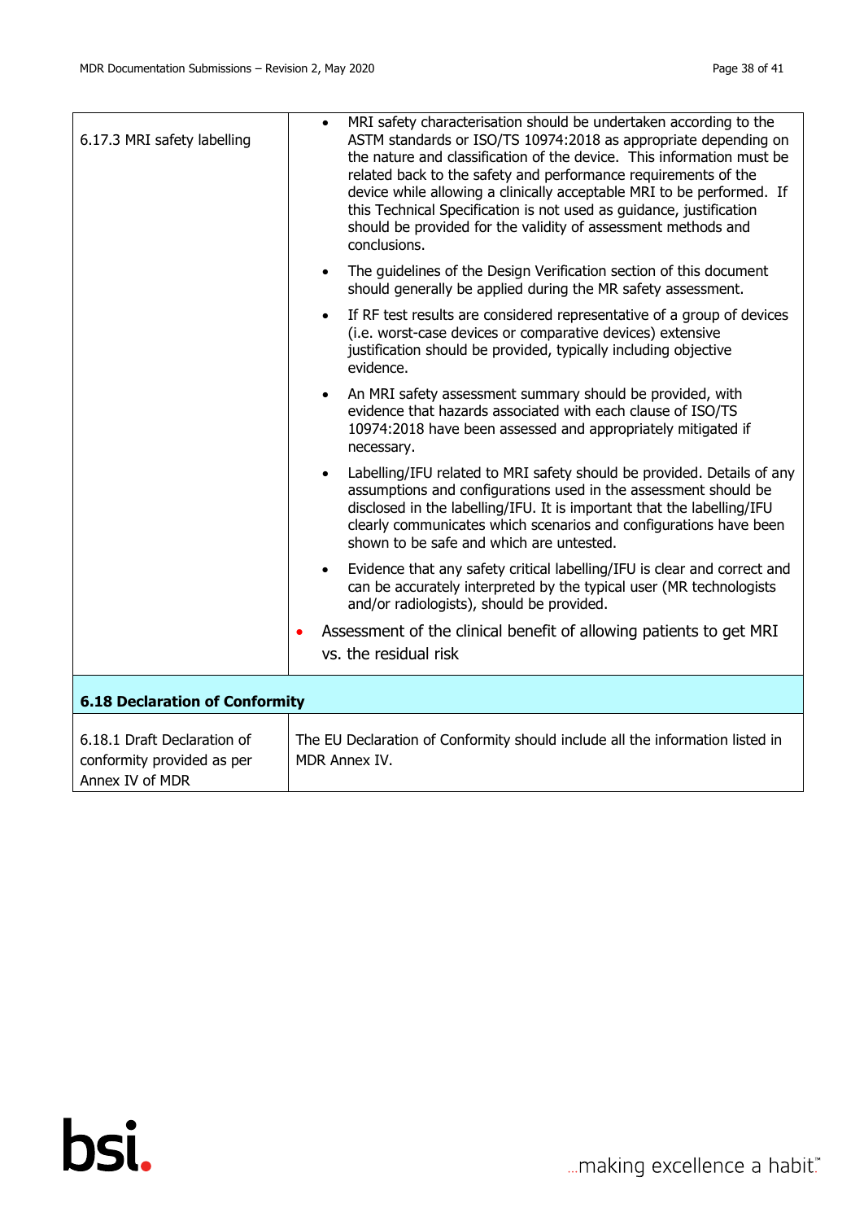| | |
|---|---|
| 6.17.3 MRI safety labelling | • MRI safety characterisation should be undertaken according to the ASTM standards or ISO/TS 10974:2018 as appropriate depending on the nature and classification of the device. This information must be related back to the safety and performance requirements of the device while allowing a clinically acceptable MRI to be performed. If this Technical Specification is not used as guidance, justification should be provided for the validity of assessment methods and conclusions.<br>• The guidelines of the Design Verification section of this document should generally be applied during the MR safety assessment.<br>• If RF test results are considered representative of a group of devices (i.e. worst-case devices or comparative devices) extensive justification should be provided, typically including objective evidence.<br>• An MRI safety assessment summary should be provided, with evidence that hazards associated with each clause of ISO/TS 10974:2018 have been assessed and appropriately mitigated if necessary.<br>• Labelling/IFU related to MRI safety should be provided. Details of any assumptions and configurations used in the assessment should be disclosed in the labelling/IFU. It is important that the labelling/IFU clearly communicates which scenarios and configurations have been shown to be safe and which are untested.<br>• Evidence that any safety critical labelling/IFU is clear and correct and can be accurately interpreted by the typical user (MR technologists and/or radiologists), should be provided.<br>• Assessment of the clinical benefit of allowing patients to get MRI vs. the residual risk |
| **6.18 Declaration of Conformity** | |
| 6.18.1 Draft Declaration of conformity provided as per Annex IV of MDR | The EU Declaration of Conformity should include all the information listed in MDR Annex IV. |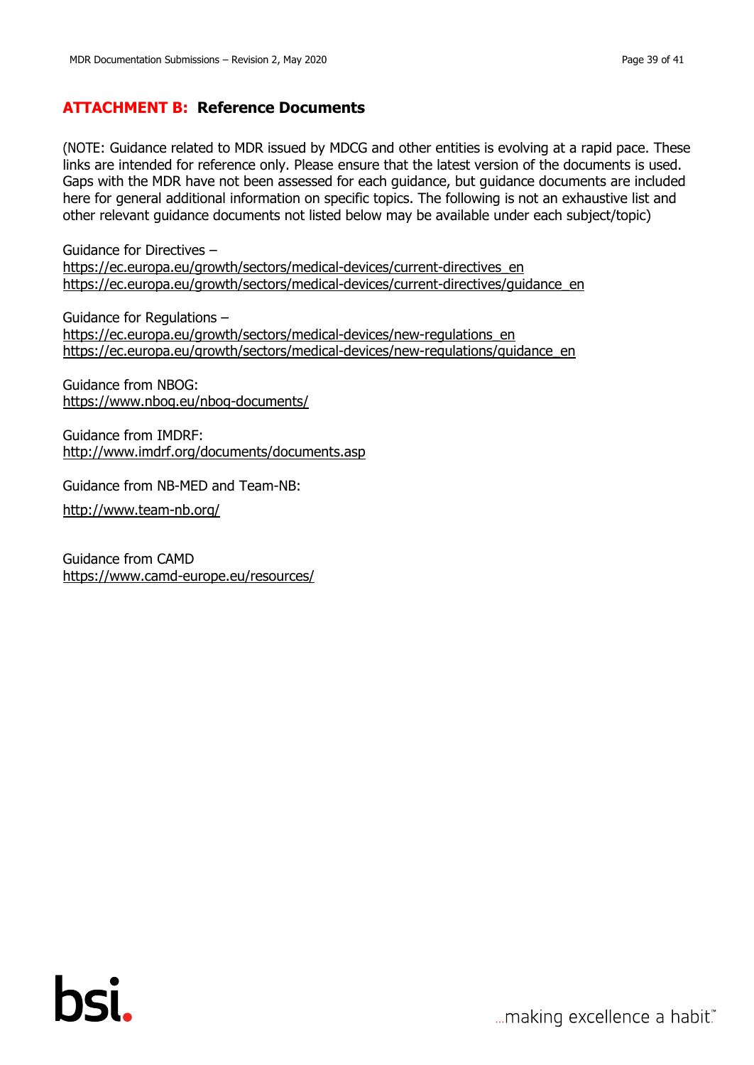## ATTACHMENT B: Reference Documents

(NOTE: Guidance related to MDR issued by MDCG and other entities is evolving at a rapid pace. These links are intended for reference only. Please ensure that the latest version of the documents is used. Gaps with the MDR have not been assessed for each guidance, but guidance documents are included here for general additional information on specific topics. The following is not an exhaustive list and other relevant guidance documents not listed below may be available under each subject/topic)

Guidance for Directives –
https://ec.europa.eu/growth/sectors/medical-devices/current-directives_en
https://ec.europa.eu/growth/sectors/medical-devices/current-directives/guidance_en

Guidance for Regulations –
https://ec.europa.eu/growth/sectors/medical-devices/new-regulations_en
https://ec.europa.eu/growth/sectors/medical-devices/new-regulations/guidance_en

Guidance from NBOG:
https://www.nbog.eu/nbog-documents/

Guidance from IMDRF:
http://www.imdrf.org/documents/documents.asp

Guidance from NB-MED and Team-NB:

http://www.team-nb.org/

Guidance from CAMD
https://www.camd-europe.eu/resources/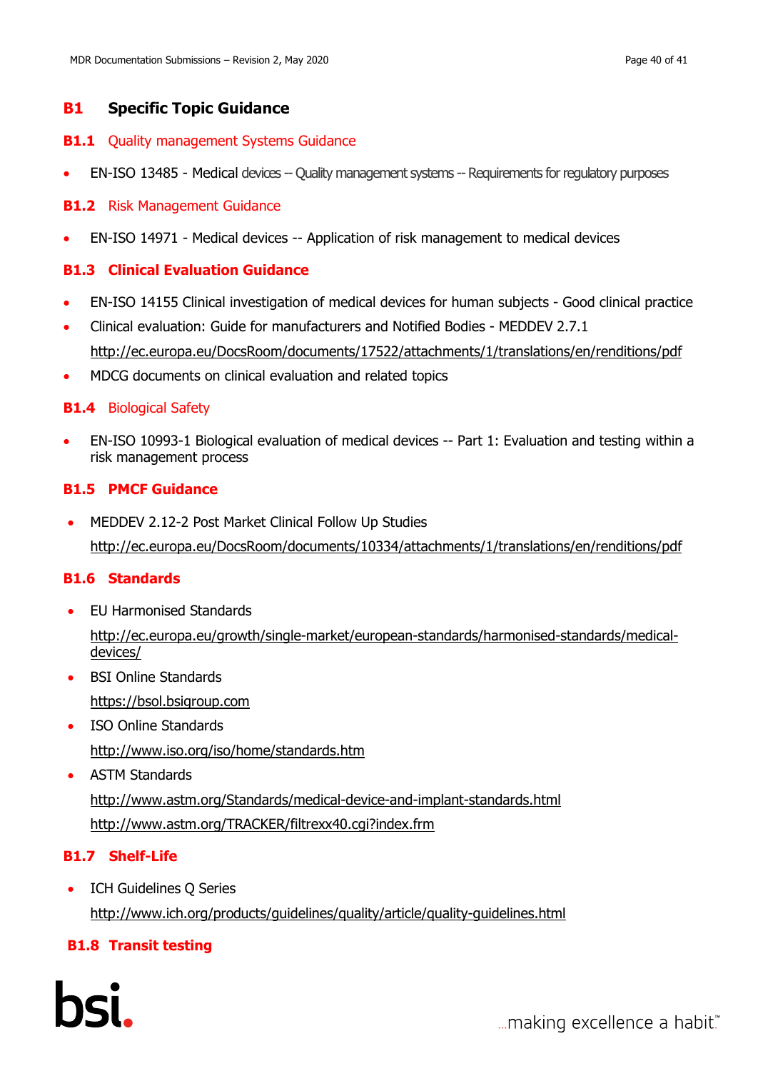## B1 Specific Topic Guidance

### B1.1 Quality management Systems Guidance

- EN-ISO 13485 - Medical devices -- Quality management systems -- Requirements for regulatory purposes

### B1.2 Risk Management Guidance

- EN-ISO 14971 - Medical devices -- Application of risk management to medical devices

### B1.3 Clinical Evaluation Guidance

- EN-ISO 14155 Clinical investigation of medical devices for human subjects - Good clinical practice
- Clinical evaluation: Guide for manufacturers and Notified Bodies - MEDDEV 2.7.1 http://ec.europa.eu/DocsRoom/documents/17522/attachments/1/translations/en/renditions/pdf
- MDCG documents on clinical evaluation and related topics

### B1.4 Biological Safety

- EN-ISO 10993-1 Biological evaluation of medical devices -- Part 1: Evaluation and testing within a risk management process

### B1.5 PMCF Guidance

- MEDDEV 2.12-2 Post Market Clinical Follow Up Studies http://ec.europa.eu/DocsRoom/documents/10334/attachments/1/translations/en/renditions/pdf

### B1.6 Standards

- EU Harmonised Standards

  http://ec.europa.eu/growth/single-market/european-standards/harmonised-standards/medical-devices/
- BSI Online Standards

  https://bsol.bsigroup.com
- ISO Online Standards

  http://www.iso.org/iso/home/standards.htm
- ASTM Standards

  http://www.astm.org/Standards/medical-device-and-implant-standards.html

  http://www.astm.org/TRACKER/filtrexx40.cgi?index.frm

### B1.7 Shelf-Life

- ICH Guidelines Q Series

  http://www.ich.org/products/guidelines/quality/article/quality-guidelines.html

### B1.8 Transit testing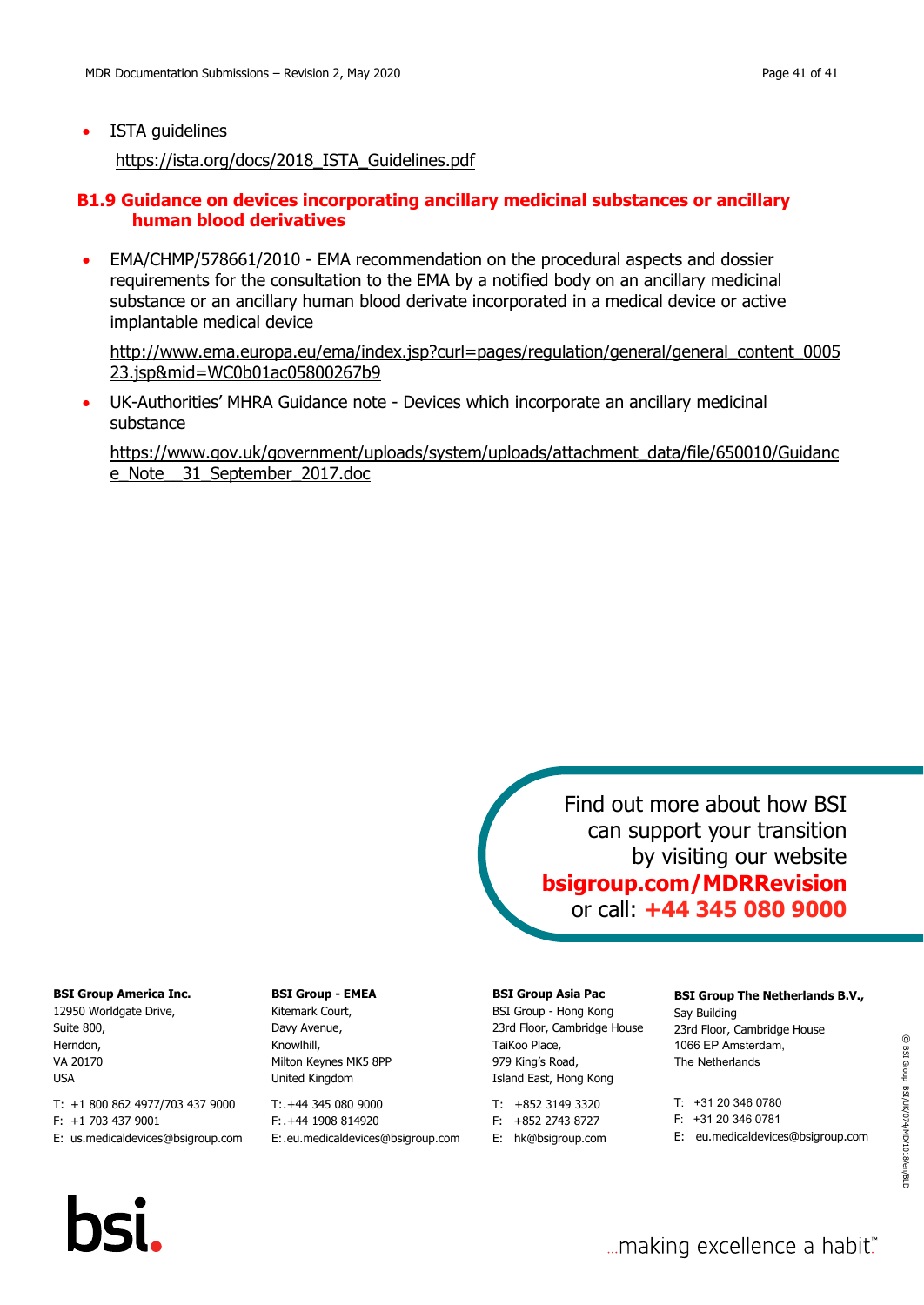- ISTA guidelines

  https://ista.org/docs/2018_ISTA_Guidelines.pdf

### B1.9 Guidance on devices incorporating ancillary medicinal substances or ancillary human blood derivatives

- EMA/CHMP/578661/2010 - EMA recommendation on the procedural aspects and dossier requirements for the consultation to the EMA by a notified body on an ancillary medicinal substance or an ancillary human blood derivate incorporated in a medical device or active implantable medical device

  http://www.ema.europa.eu/ema/index.jsp?curl=pages/regulation/general/general_content_000523.jsp&mid=WC0b01ac05800267b9

- UK-Authorities' MHRA Guidance note - Devices which incorporate an ancillary medicinal substance

  https://www.gov.uk/government/uploads/system/uploads/attachment_data/file/650010/Guidance_Note__31_September_2017.doc

Find out more about how BSI can support your transition by visiting our website **bsigroup.com/MDRRevision** or call: **+44 345 080 9000**

**BSI Group America Inc.**
12950 Worldgate Drive,
Suite 800,
Herndon,
VA 20170
USA

T: +1 800 862 4977/703 437 9000
F: +1 703 437 9001
E: us.medicaldevices@bsigroup.com

**BSI Group - EMEA**
Kitemark Court,
Davy Avenue,
Knowlhill,
Milton Keynes MK5 8PP
United Kingdom

T:.+44 345 080 9000
F:.+44 1908 814920
E:.eu.medicaldevices@bsigroup.com

**BSI Group Asia Pac**
BSI Group - Hong Kong
23rd Floor, Cambridge House
TaiKoo Place,
979 King's Road,
Island East, Hong Kong

T: +852 3149 3320
F: +852 2743 8727
E: hk@bsigroup.com

**BSI Group The Netherlands B.V.,**
Say Building
23rd Floor, Cambridge House
1066 EP Amsterdam,
The Netherlands

T: +31 20 346 0780
F: +31 20 346 0781
E: eu.medicaldevices@bsigroup.com

© BSI Group BSI/UK/074/MD/1018/en/BLD

bsi.

...making excellence a habit.™